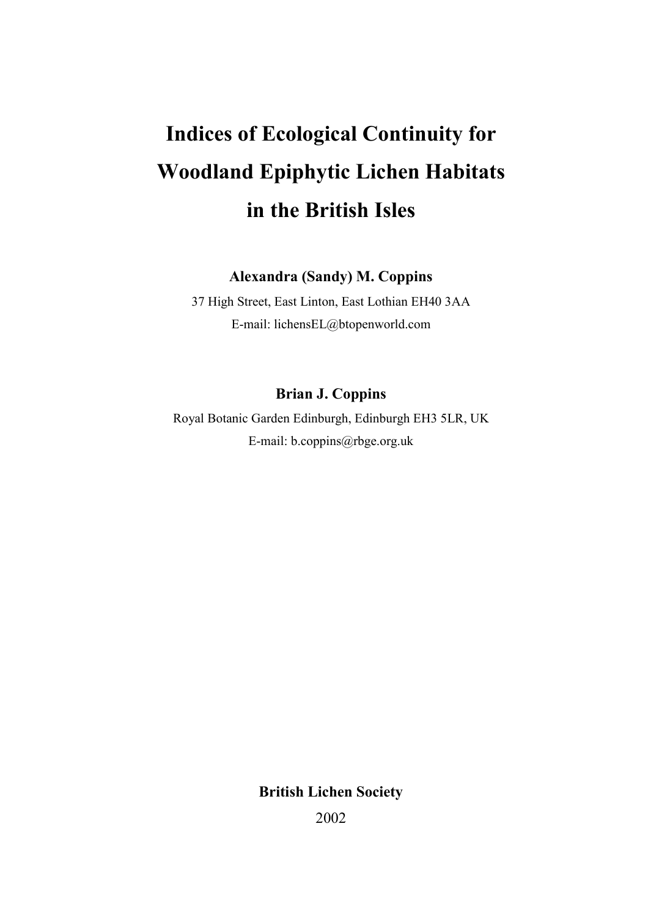# Indices of Ecological Continuity for Woodland Epiphytic Lichen Habitats in the British Isles

**Alexandra (Sandy) M. Coppins**

37 High Street, East Linton, East Lothian EH40 3AA

E-mail: lichensEL@btopenworld.com

**Brian J. Coppins**

Royal Botanic Garden Edinburgh, Edinburgh EH3 5LR, UK

E-mail: b.coppins@rbge.org.uk

**British Lichen Society**

2002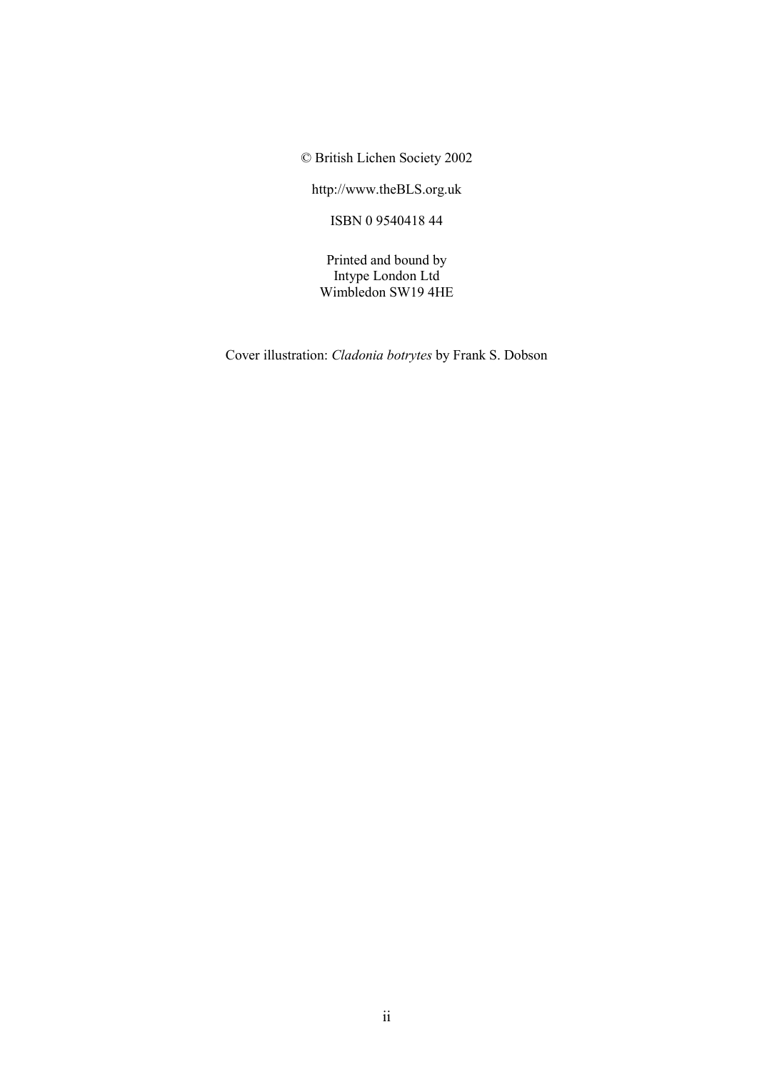© British Lichen Society 2002

http://www.theBLS.org.uk

ISBN 0 9540418 44

Printed and bound by
Intype London Ltd
Wimbledon SW19 4HE

Cover illustration: *Cladonia botrytes* by Frank S. Dobson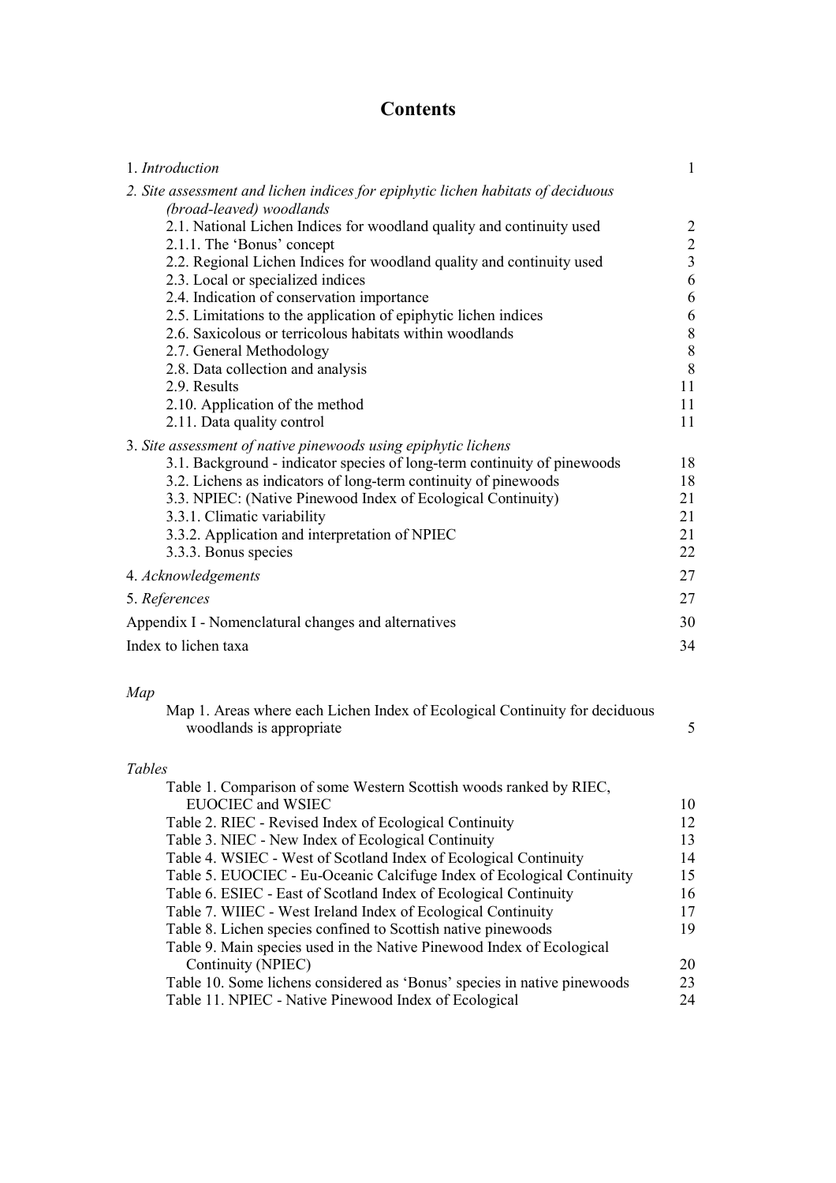# Contents

| | |
|---|---|
| 1. *Introduction* | 1 |
| 2. *Site assessment and lichen indices for epiphytic lichen habitats of deciduous (broad-leaved) woodlands* | |
| 2.1. National Lichen Indices for woodland quality and continuity used | 2 |
| 2.1.1. The 'Bonus' concept | 2 |
| 2.2. Regional Lichen Indices for woodland quality and continuity used | 3 |
| 2.3. Local or specialized indices | 6 |
| 2.4. Indication of conservation importance | 6 |
| 2.5. Limitations to the application of epiphytic lichen indices | 6 |
| 2.6. Saxicolous or terricolous habitats within woodlands | 8 |
| 2.7. General Methodology | 8 |
| 2.8. Data collection and analysis | 8 |
| 2.9. Results | 11 |
| 2.10. Application of the method | 11 |
| 2.11. Data quality control | 11 |
| 3. *Site assessment of native pinewoods using epiphytic lichens* | |
| 3.1. Background - indicator species of long-term continuity of pinewoods | 18 |
| 3.2. Lichens as indicators of long-term continuity of pinewoods | 18 |
| 3.3. NPIEC: (Native Pinewood Index of Ecological Continuity) | 21 |
| 3.3.1. Climatic variability | 21 |
| 3.3.2. Application and interpretation of NPIEC | 21 |
| 3.3.3. Bonus species | 22 |
| 4. *Acknowledgements* | 27 |
| 5. *References* | 27 |
| Appendix I - Nomenclatural changes and alternatives | 30 |
| Index to lichen taxa | 34 |

*Map*

| | |
|---|---|
| Map 1. Areas where each Lichen Index of Ecological Continuity for deciduous woodlands is appropriate | 5 |

*Tables*

| | |
|---|---|
| Table 1. Comparison of some Western Scottish woods ranked by RIEC, EUOCIEC and WSIEC | 10 |
| Table 2. RIEC - Revised Index of Ecological Continuity | 12 |
| Table 3. NIEC - New Index of Ecological Continuity | 13 |
| Table 4. WSIEC - West of Scotland Index of Ecological Continuity | 14 |
| Table 5. EUOCIEC - Eu-Oceanic Calcifuge Index of Ecological Continuity | 15 |
| Table 6. ESIEC - East of Scotland Index of Ecological Continuity | 16 |
| Table 7. WIIEC - West Ireland Index of Ecological Continuity | 17 |
| Table 8. Lichen species confined to Scottish native pinewoods | 19 |
| Table 9. Main species used in the Native Pinewood Index of Ecological Continuity (NPIEC) | 20 |
| Table 10. Some lichens considered as 'Bonus' species in native pinewoods | 23 |
| Table 11. NPIEC - Native Pinewood Index of Ecological | 24 |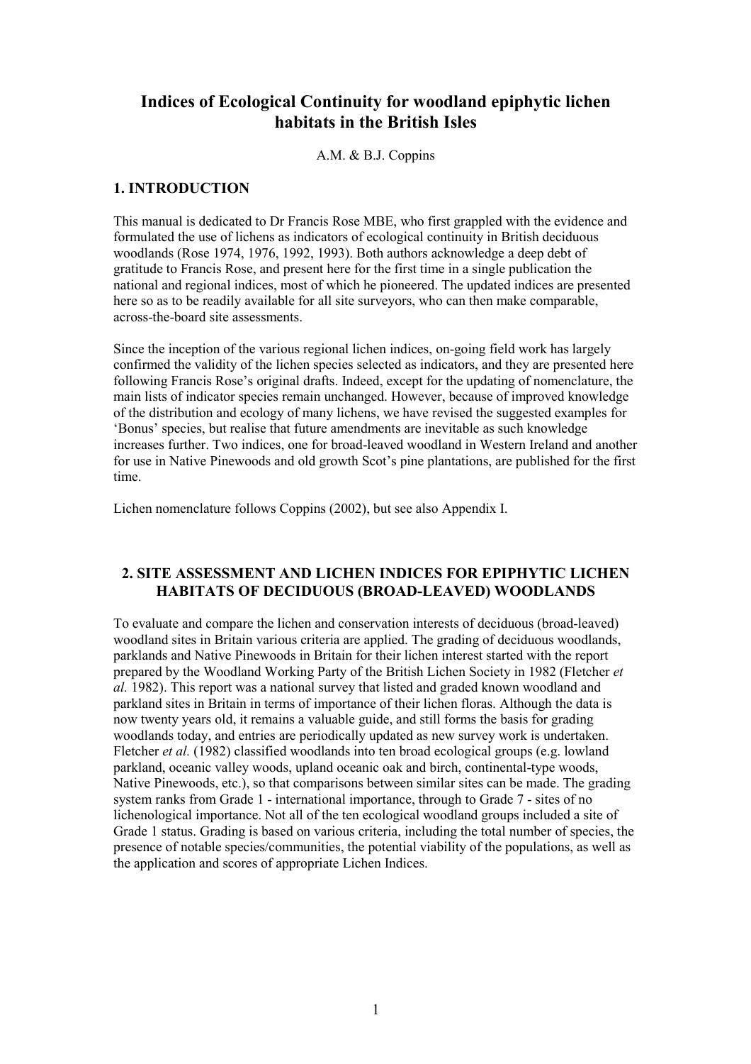# Indices of Ecological Continuity for woodland epiphytic lichen habitats in the British Isles

A.M. & B.J. Coppins

## 1. INTRODUCTION

This manual is dedicated to Dr Francis Rose MBE, who first grappled with the evidence and formulated the use of lichens as indicators of ecological continuity in British deciduous woodlands (Rose 1974, 1976, 1992, 1993). Both authors acknowledge a deep debt of gratitude to Francis Rose, and present here for the first time in a single publication the national and regional indices, most of which he pioneered. The updated indices are presented here so as to be readily available for all site surveyors, who can then make comparable, across-the-board site assessments.

Since the inception of the various regional lichen indices, on-going field work has largely confirmed the validity of the lichen species selected as indicators, and they are presented here following Francis Rose's original drafts. Indeed, except for the updating of nomenclature, the main lists of indicator species remain unchanged. However, because of improved knowledge of the distribution and ecology of many lichens, we have revised the suggested examples for 'Bonus' species, but realise that future amendments are inevitable as such knowledge increases further. Two indices, one for broad-leaved woodland in Western Ireland and another for use in Native Pinewoods and old growth Scot's pine plantations, are published for the first time.

Lichen nomenclature follows Coppins (2002), but see also Appendix I.

## 2. SITE ASSESSMENT AND LICHEN INDICES FOR EPIPHYTIC LICHEN HABITATS OF DECIDUOUS (BROAD-LEAVED) WOODLANDS

To evaluate and compare the lichen and conservation interests of deciduous (broad-leaved) woodland sites in Britain various criteria are applied. The grading of deciduous woodlands, parklands and Native Pinewoods in Britain for their lichen interest started with the report prepared by the Woodland Working Party of the British Lichen Society in 1982 (Fletcher *et al.* 1982). This report was a national survey that listed and graded known woodland and parkland sites in Britain in terms of importance of their lichen floras. Although the data is now twenty years old, it remains a valuable guide, and still forms the basis for grading woodlands today, and entries are periodically updated as new survey work is undertaken. Fletcher *et al.* (1982) classified woodlands into ten broad ecological groups (e.g. lowland parkland, oceanic valley woods, upland oceanic oak and birch, continental-type woods, Native Pinewoods, etc.), so that comparisons between similar sites can be made. The grading system ranks from Grade 1 - international importance, through to Grade 7 - sites of no lichenological importance. Not all of the ten ecological woodland groups included a site of Grade 1 status. Grading is based on various criteria, including the total number of species, the presence of notable species/communities, the potential viability of the populations, as well as the application and scores of appropriate Lichen Indices.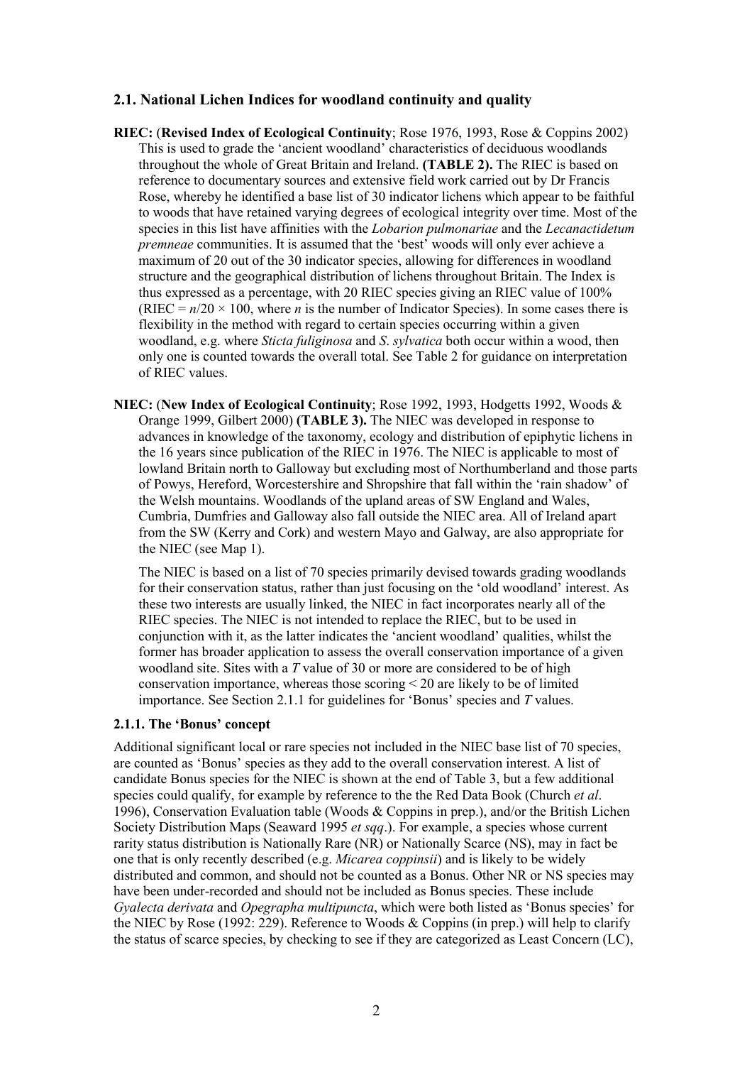## 2.1. National Lichen Indices for woodland continuity and quality

**RIEC:** (**Revised Index of Ecological Continuity**; Rose 1976, 1993, Rose & Coppins 2002) This is used to grade the 'ancient woodland' characteristics of deciduous woodlands throughout the whole of Great Britain and Ireland. **(TABLE 2).** The RIEC is based on reference to documentary sources and extensive field work carried out by Dr Francis Rose, whereby he identified a base list of 30 indicator lichens which appear to be faithful to woods that have retained varying degrees of ecological integrity over time. Most of the species in this list have affinities with the *Lobarion pulmonariae* and the *Lecanactidetum premneae* communities. It is assumed that the 'best' woods will only ever achieve a maximum of 20 out of the 30 indicator species, allowing for differences in woodland structure and the geographical distribution of lichens throughout Britain. The Index is thus expressed as a percentage, with 20 RIEC species giving an RIEC value of 100% (RIEC = $n/20 \times 100$, where $n$ is the number of Indicator Species). In some cases there is flexibility in the method with regard to certain species occurring within a given woodland, e.g. where *Sticta fuliginosa* and *S. sylvatica* both occur within a wood, then only one is counted towards the overall total. See Table 2 for guidance on interpretation of RIEC values.

**NIEC:** (**New Index of Ecological Continuity**; Rose 1992, 1993, Hodgetts 1992, Woods & Orange 1999, Gilbert 2000) **(TABLE 3).** The NIEC was developed in response to advances in knowledge of the taxonomy, ecology and distribution of epiphytic lichens in the 16 years since publication of the RIEC in 1976. The NIEC is applicable to most of lowland Britain north to Galloway but excluding most of Northumberland and those parts of Powys, Hereford, Worcestershire and Shropshire that fall within the 'rain shadow' of the Welsh mountains. Woodlands of the upland areas of SW England and Wales, Cumbria, Dumfries and Galloway also fall outside the NIEC area. All of Ireland apart from the SW (Kerry and Cork) and western Mayo and Galway, are also appropriate for the NIEC (see Map 1).

The NIEC is based on a list of 70 species primarily devised towards grading woodlands for their conservation status, rather than just focusing on the 'old woodland' interest. As these two interests are usually linked, the NIEC in fact incorporates nearly all of the RIEC species. The NIEC is not intended to replace the RIEC, but to be used in conjunction with it, as the latter indicates the 'ancient woodland' qualities, whilst the former has broader application to assess the overall conservation importance of a given woodland site. Sites with a $T$ value of 30 or more are considered to be of high conservation importance, whereas those scoring < 20 are likely to be of limited importance. See Section 2.1.1 for guidelines for 'Bonus' species and $T$ values.

### 2.1.1. The 'Bonus' concept

Additional significant local or rare species not included in the NIEC base list of 70 species, are counted as 'Bonus' species as they add to the overall conservation interest. A list of candidate Bonus species for the NIEC is shown at the end of Table 3, but a few additional species could qualify, for example by reference to the the Red Data Book (Church *et al*. 1996), Conservation Evaluation table (Woods & Coppins in prep.), and/or the British Lichen Society Distribution Maps (Seaward 1995 *et sqq*.). For example, a species whose current rarity status distribution is Nationally Rare (NR) or Nationally Scarce (NS), may in fact be one that is only recently described (e.g. *Micarea coppinsii*) and is likely to be widely distributed and common, and should not be counted as a Bonus. Other NR or NS species may have been under-recorded and should not be included as Bonus species. These include *Gyalecta derivata* and *Opegrapha multipuncta*, which were both listed as 'Bonus species' for the NIEC by Rose (1992: 229). Reference to Woods & Coppins (in prep.) will help to clarify the status of scarce species, by checking to see if they are categorized as Least Concern (LC),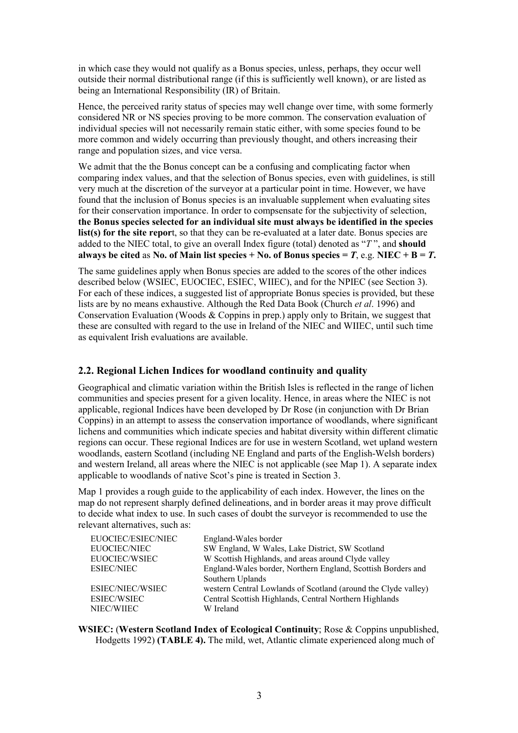in which case they would not qualify as a Bonus species, unless, perhaps, they occur well outside their normal distributional range (if this is sufficiently well known), or are listed as being an International Responsibility (IR) of Britain.

Hence, the perceived rarity status of species may well change over time, with some formerly considered NR or NS species proving to be more common. The conservation evaluation of individual species will not necessarily remain static either, with some species found to be more common and widely occurring than previously thought, and others increasing their range and population sizes, and vice versa.

We admit that the the Bonus concept can be a confusing and complicating factor when comparing index values, and that the selection of Bonus species, even with guidelines, is still very much at the discretion of the surveyor at a particular point in time. However, we have found that the inclusion of Bonus species is an invaluable supplement when evaluating sites for their conservation importance. In order to compsensate for the subjectivity of selection, **the Bonus species selected for an individual site must always be identified in the species list(s) for the site repor**t, so that they can be re-evaluated at a later date. Bonus species are added to the NIEC total, to give an overall Index figure (total) denoted as "*T* ", and **should always be cited** as **No. of Main list species + No. of Bonus species = *T*,** e.g. **NIEC + B = *T*.**

The same guidelines apply when Bonus species are added to the scores of the other indices described below (WSIEC, EUOCIEC, ESIEC, WIIEC), and for the NPIEC (see Section 3). For each of these indices, a suggested list of appropriate Bonus species is provided, but these lists are by no means exhaustive. Although the Red Data Book (Church *et al*. 1996) and Conservation Evaluation (Woods & Coppins in prep.) apply only to Britain, we suggest that these are consulted with regard to the use in Ireland of the NIEC and WIIEC, until such time as equivalent Irish evaluations are available.

## 2.2. Regional Lichen Indices for woodland continuity and quality

Geographical and climatic variation within the British Isles is reflected in the range of lichen communities and species present for a given locality. Hence, in areas where the NIEC is not applicable, regional Indices have been developed by Dr Rose (in conjunction with Dr Brian Coppins) in an attempt to assess the conservation importance of woodlands, where significant lichens and communities which indicate species and habitat diversity within different climatic regions can occur. These regional Indices are for use in western Scotland, wet upland western woodlands, eastern Scotland (including NE England and parts of the English-Welsh borders) and western Ireland, all areas where the NIEC is not applicable (see Map 1). A separate index applicable to woodlands of native Scot's pine is treated in Section 3.

Map 1 provides a rough guide to the applicability of each index. However, the lines on the map do not represent sharply defined delineations, and in border areas it may prove difficult to decide what index to use. In such cases of doubt the surveyor is recommended to use the relevant alternatives, such as:

| | |
|---|---|
| EUOCIEC/ESIEC/NIEC | England-Wales border |
| EUOCIEC/NIEC | SW England, W Wales, Lake District, SW Scotland |
| EUOCIEC/WSIEC | W Scottish Highlands, and areas around Clyde valley |
| ESIEC/NIEC | England-Wales border, Northern England, Scottish Borders and Southern Uplands |
| ESIEC/NIEC/WSIEC | western Central Lowlands of Scotland (around the Clyde valley) |
| ESIEC/WSIEC | Central Scottish Highlands, Central Northern Highlands |
| NIEC/WIIEC | W Ireland |

**WSIEC:** (**Western Scotland Index of Ecological Continuity**; Rose & Coppins unpublished, Hodgetts 1992) **(TABLE 4).** The mild, wet, Atlantic climate experienced along much of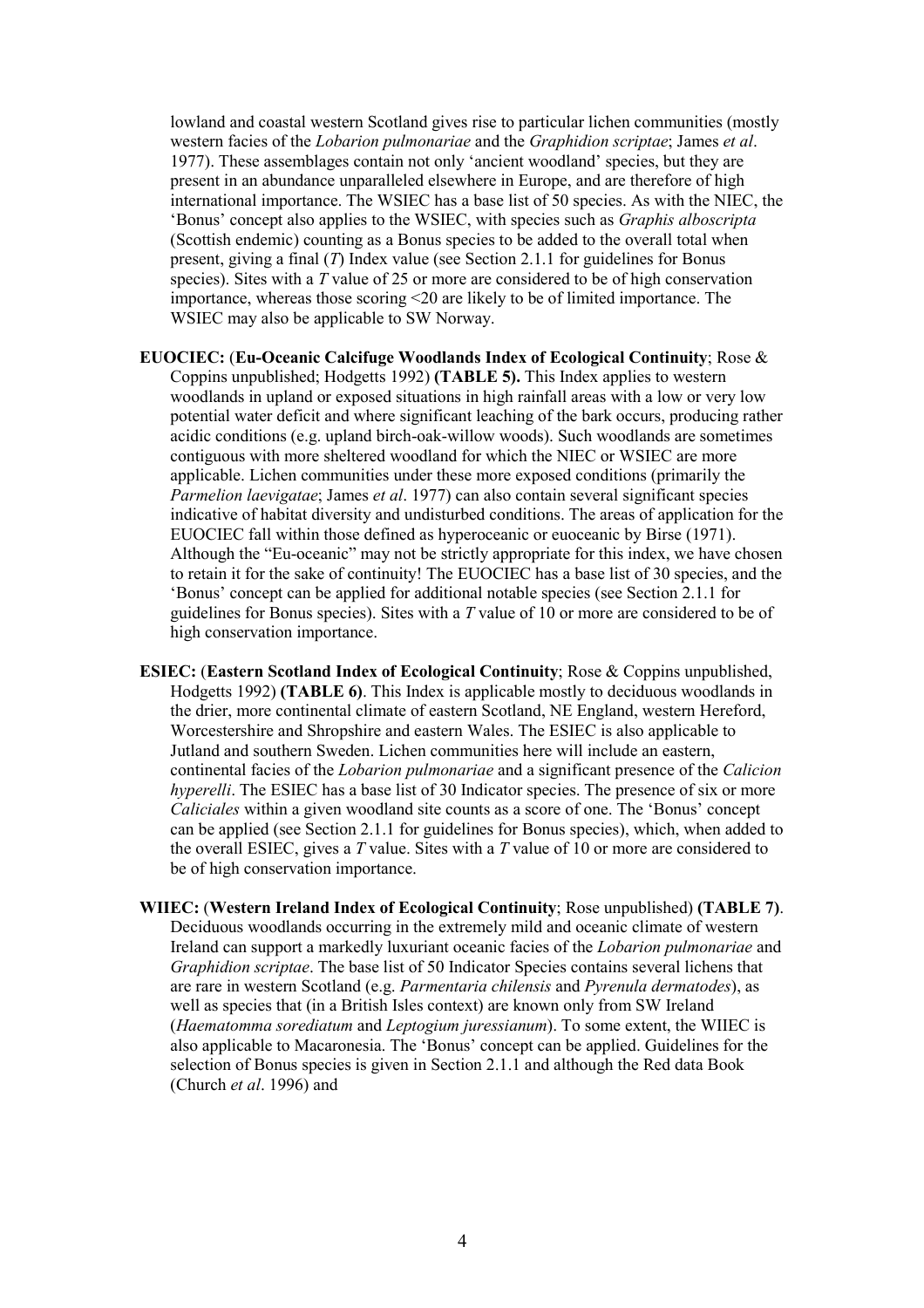lowland and coastal western Scotland gives rise to particular lichen communities (mostly western facies of the *Lobarion pulmonariae* and the *Graphidion scriptae*; James *et al*. 1977). These assemblages contain not only 'ancient woodland' species, but they are present in an abundance unparalleled elsewhere in Europe, and are therefore of high international importance. The WSIEC has a base list of 50 species. As with the NIEC, the 'Bonus' concept also applies to the WSIEC, with species such as *Graphis alboscripta* (Scottish endemic) counting as a Bonus species to be added to the overall total when present, giving a final (*T*) Index value (see Section 2.1.1 for guidelines for Bonus species). Sites with a *T* value of 25 or more are considered to be of high conservation importance, whereas those scoring <20 are likely to be of limited importance. The WSIEC may also be applicable to SW Norway.

**EUOCIEC:** (**Eu-Oceanic Calcifuge Woodlands Index of Ecological Continuity**; Rose & Coppins unpublished; Hodgetts 1992) **(TABLE 5).** This Index applies to western woodlands in upland or exposed situations in high rainfall areas with a low or very low potential water deficit and where significant leaching of the bark occurs, producing rather acidic conditions (e.g. upland birch-oak-willow woods). Such woodlands are sometimes contiguous with more sheltered woodland for which the NIEC or WSIEC are more applicable. Lichen communities under these more exposed conditions (primarily the *Parmelion laevigatae*; James *et al*. 1977) can also contain several significant species indicative of habitat diversity and undisturbed conditions. The areas of application for the EUOCIEC fall within those defined as hyperoceanic or euoceanic by Birse (1971). Although the "Eu-oceanic" may not be strictly appropriate for this index, we have chosen to retain it for the sake of continuity! The EUOCIEC has a base list of 30 species, and the 'Bonus' concept can be applied for additional notable species (see Section 2.1.1 for guidelines for Bonus species). Sites with a *T* value of 10 or more are considered to be of high conservation importance.

**ESIEC:** (**Eastern Scotland Index of Ecological Continuity**; Rose & Coppins unpublished, Hodgetts 1992) **(TABLE 6)**. This Index is applicable mostly to deciduous woodlands in the drier, more continental climate of eastern Scotland, NE England, western Hereford, Worcestershire and Shropshire and eastern Wales. The ESIEC is also applicable to Jutland and southern Sweden. Lichen communities here will include an eastern, continental facies of the *Lobarion pulmonariae* and a significant presence of the *Calicion hyperelli*. The ESIEC has a base list of 30 Indicator species. The presence of six or more *Caliciales* within a given woodland site counts as a score of one. The 'Bonus' concept can be applied (see Section 2.1.1 for guidelines for Bonus species), which, when added to the overall ESIEC, gives a *T* value. Sites with a *T* value of 10 or more are considered to be of high conservation importance.

**WIIEC:** (**Western Ireland Index of Ecological Continuity**; Rose unpublished) **(TABLE 7)**. Deciduous woodlands occurring in the extremely mild and oceanic climate of western Ireland can support a markedly luxuriant oceanic facies of the *Lobarion pulmonariae* and *Graphidion scriptae*. The base list of 50 Indicator Species contains several lichens that are rare in western Scotland (e.g. *Parmentaria chilensis* and *Pyrenula dermatodes*), as well as species that (in a British Isles context) are known only from SW Ireland (*Haematomma sorediatum* and *Leptogium juressianum*). To some extent, the WIIEC is also applicable to Macaronesia. The 'Bonus' concept can be applied. Guidelines for the selection of Bonus species is given in Section 2.1.1 and although the Red data Book (Church *et al*. 1996) and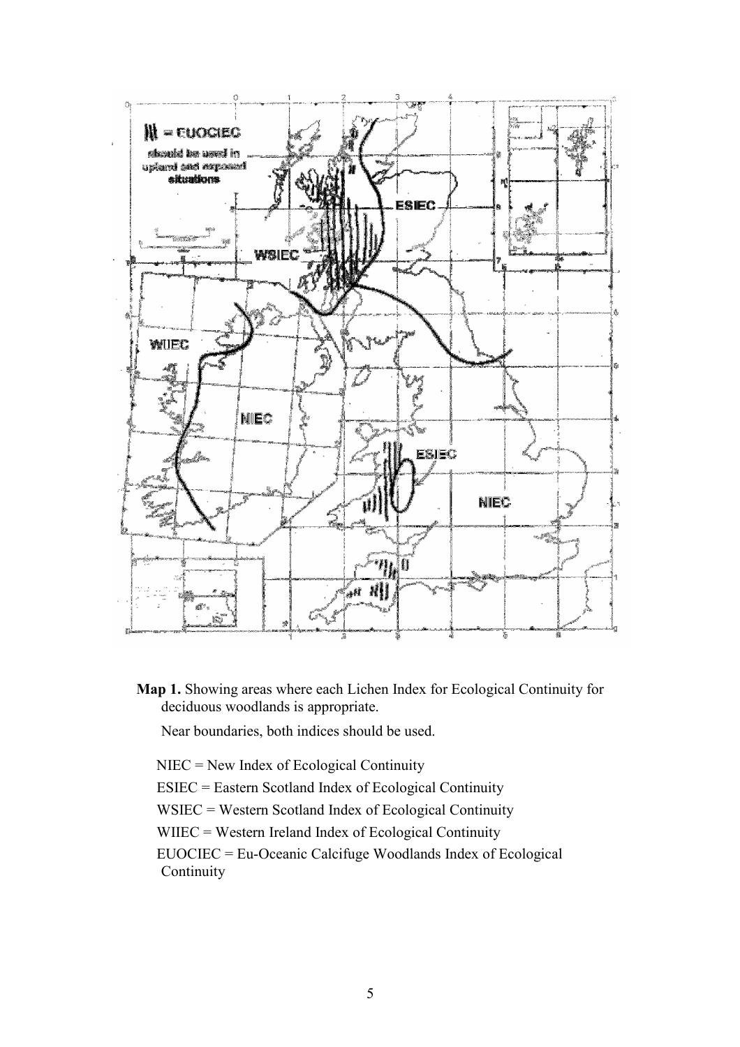**Map 1.** Showing areas where each Lichen Index for Ecological Continuity for deciduous woodlands is appropriate.

Near boundaries, both indices should be used.

NIEC = New Index of Ecological Continuity

ESIEC = Eastern Scotland Index of Ecological Continuity

WSIEC = Western Scotland Index of Ecological Continuity

WIIEC = Western Ireland Index of Ecological Continuity

EUOCIEC = Eu-Oceanic Calcifuge Woodlands Index of Ecological Continuity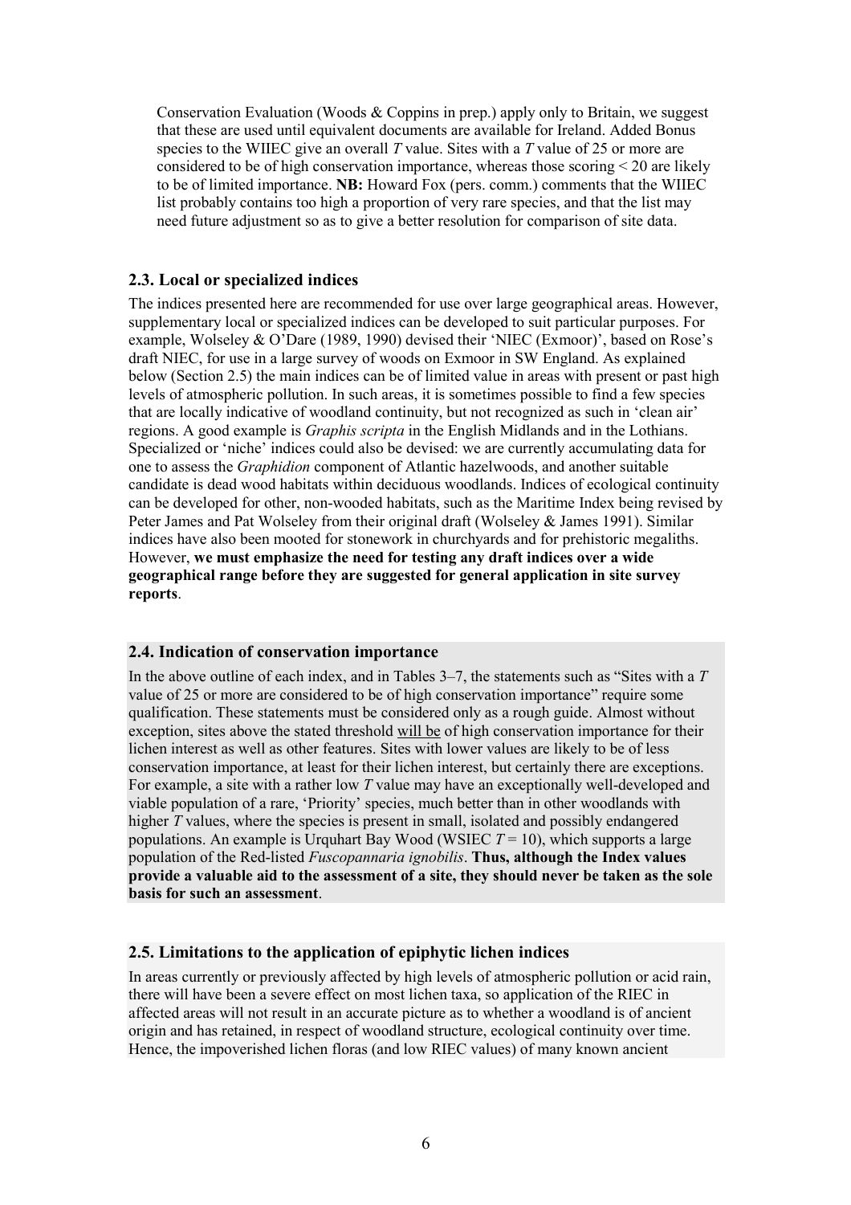Conservation Evaluation (Woods & Coppins in prep.) apply only to Britain, we suggest that these are used until equivalent documents are available for Ireland. Added Bonus species to the WIIEC give an overall *T* value. Sites with a *T* value of 25 or more are considered to be of high conservation importance, whereas those scoring < 20 are likely to be of limited importance. **NB:** Howard Fox (pers. comm.) comments that the WIIEC list probably contains too high a proportion of very rare species, and that the list may need future adjustment so as to give a better resolution for comparison of site data.

### 2.3. Local or specialized indices

The indices presented here are recommended for use over large geographical areas. However, supplementary local or specialized indices can be developed to suit particular purposes. For example, Wolseley & O'Dare (1989, 1990) devised their 'NIEC (Exmoor)', based on Rose's draft NIEC, for use in a large survey of woods on Exmoor in SW England. As explained below (Section 2.5) the main indices can be of limited value in areas with present or past high levels of atmospheric pollution. In such areas, it is sometimes possible to find a few species that are locally indicative of woodland continuity, but not recognized as such in 'clean air' regions. A good example is *Graphis scripta* in the English Midlands and in the Lothians. Specialized or 'niche' indices could also be devised: we are currently accumulating data for one to assess the *Graphidion* component of Atlantic hazelwoods, and another suitable candidate is dead wood habitats within deciduous woodlands. Indices of ecological continuity can be developed for other, non-wooded habitats, such as the Maritime Index being revised by Peter James and Pat Wolseley from their original draft (Wolseley & James 1991). Similar indices have also been mooted for stonework in churchyards and for prehistoric megaliths. However, **we must emphasize the need for testing any draft indices over a wide geographical range before they are suggested for general application in site survey reports**.

### 2.4. Indication of conservation importance

In the above outline of each index, and in Tables 3–7, the statements such as "Sites with a *T* value of 25 or more are considered to be of high conservation importance" require some qualification. These statements must be considered only as a rough guide. Almost without exception, sites above the stated threshold will be of high conservation importance for their lichen interest as well as other features. Sites with lower values are likely to be of less conservation importance, at least for their lichen interest, but certainly there are exceptions. For example, a site with a rather low *T* value may have an exceptionally well-developed and viable population of a rare, 'Priority' species, much better than in other woodlands with higher *T* values, where the species is present in small, isolated and possibly endangered populations. An example is Urquhart Bay Wood (WSIEC $T = 10$), which supports a large population of the Red-listed *Fuscopannaria ignobilis*. **Thus, although the Index values provide a valuable aid to the assessment of a site, they should never be taken as the sole basis for such an assessment**.

### 2.5. Limitations to the application of epiphytic lichen indices

In areas currently or previously affected by high levels of atmospheric pollution or acid rain, there will have been a severe effect on most lichen taxa, so application of the RIEC in affected areas will not result in an accurate picture as to whether a woodland is of ancient origin and has retained, in respect of woodland structure, ecological continuity over time. Hence, the impoverished lichen floras (and low RIEC values) of many known ancient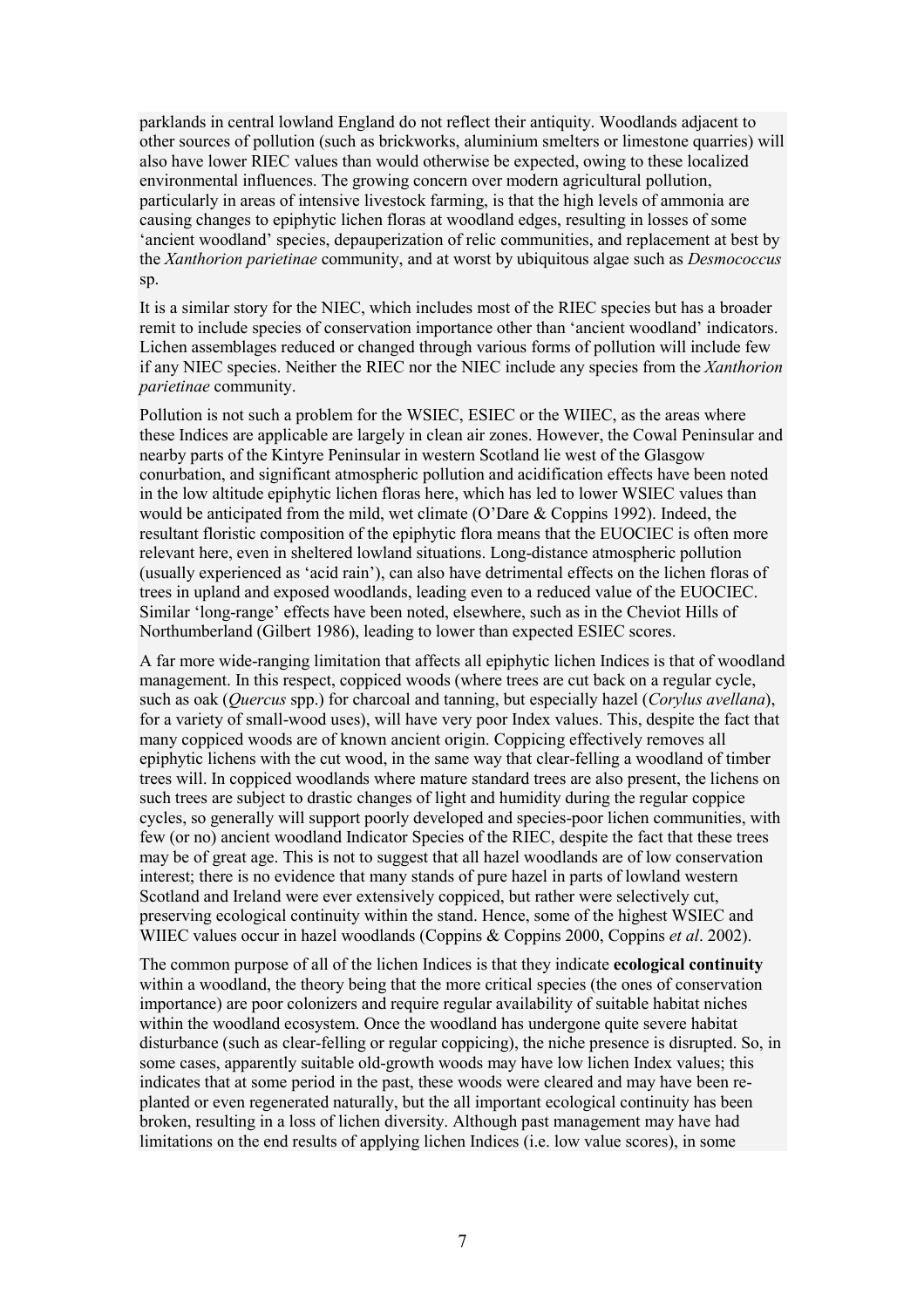parklands in central lowland England do not reflect their antiquity. Woodlands adjacent to other sources of pollution (such as brickworks, aluminium smelters or limestone quarries) will also have lower RIEC values than would otherwise be expected, owing to these localized environmental influences. The growing concern over modern agricultural pollution, particularly in areas of intensive livestock farming, is that the high levels of ammonia are causing changes to epiphytic lichen floras at woodland edges, resulting in losses of some 'ancient woodland' species, depauperization of relic communities, and replacement at best by the *Xanthorion parietinae* community, and at worst by ubiquitous algae such as *Desmococcus* sp.

It is a similar story for the NIEC, which includes most of the RIEC species but has a broader remit to include species of conservation importance other than 'ancient woodland' indicators. Lichen assemblages reduced or changed through various forms of pollution will include few if any NIEC species. Neither the RIEC nor the NIEC include any species from the *Xanthorion parietinae* community.

Pollution is not such a problem for the WSIEC, ESIEC or the WIIEC, as the areas where these Indices are applicable are largely in clean air zones. However, the Cowal Peninsular and nearby parts of the Kintyre Peninsular in western Scotland lie west of the Glasgow conurbation, and significant atmospheric pollution and acidification effects have been noted in the low altitude epiphytic lichen floras here, which has led to lower WSIEC values than would be anticipated from the mild, wet climate (O'Dare & Coppins 1992). Indeed, the resultant floristic composition of the epiphytic flora means that the EUOCIEC is often more relevant here, even in sheltered lowland situations. Long-distance atmospheric pollution (usually experienced as 'acid rain'), can also have detrimental effects on the lichen floras of trees in upland and exposed woodlands, leading even to a reduced value of the EUOCIEC. Similar 'long-range' effects have been noted, elsewhere, such as in the Cheviot Hills of Northumberland (Gilbert 1986), leading to lower than expected ESIEC scores.

A far more wide-ranging limitation that affects all epiphytic lichen Indices is that of woodland management. In this respect, coppiced woods (where trees are cut back on a regular cycle, such as oak (*Quercus* spp.) for charcoal and tanning, but especially hazel (*Corylus avellana*), for a variety of small-wood uses), will have very poor Index values. This, despite the fact that many coppiced woods are of known ancient origin. Coppicing effectively removes all epiphytic lichens with the cut wood, in the same way that clear-felling a woodland of timber trees will. In coppiced woodlands where mature standard trees are also present, the lichens on such trees are subject to drastic changes of light and humidity during the regular coppice cycles, so generally will support poorly developed and species-poor lichen communities, with few (or no) ancient woodland Indicator Species of the RIEC, despite the fact that these trees may be of great age. This is not to suggest that all hazel woodlands are of low conservation interest; there is no evidence that many stands of pure hazel in parts of lowland western Scotland and Ireland were ever extensively coppiced, but rather were selectively cut, preserving ecological continuity within the stand. Hence, some of the highest WSIEC and WIIEC values occur in hazel woodlands (Coppins & Coppins 2000, Coppins *et al*. 2002).

The common purpose of all of the lichen Indices is that they indicate **ecological continuity** within a woodland, the theory being that the more critical species (the ones of conservation importance) are poor colonizers and require regular availability of suitable habitat niches within the woodland ecosystem. Once the woodland has undergone quite severe habitat disturbance (such as clear-felling or regular coppicing), the niche presence is disrupted. So, in some cases, apparently suitable old-growth woods may have low lichen Index values; this indicates that at some period in the past, these woods were cleared and may have been re-planted or even regenerated naturally, but the all important ecological continuity has been broken, resulting in a loss of lichen diversity. Although past management may have had limitations on the end results of applying lichen Indices (i.e. low value scores), in some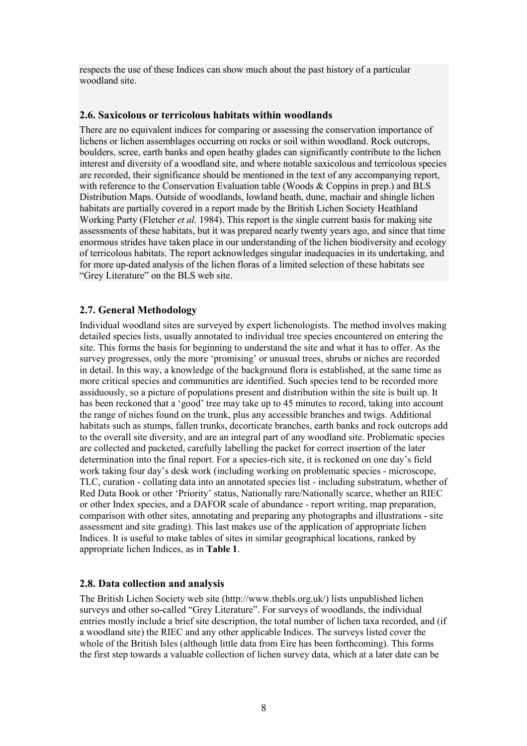respects the use of these Indices can show much about the past history of a particular woodland site.

### 2.6. Saxicolous or terricolous habitats within woodlands

There are no equivalent indices for comparing or assessing the conservation importance of lichens or lichen assemblages occurring on rocks or soil within woodland. Rock outcrops, boulders, scree, earth banks and open heathy glades can significantly contribute to the lichen interest and diversity of a woodland site, and where notable saxicolous and terricolous species are recorded, their significance should be mentioned in the text of any accompanying report, with reference to the Conservation Evaluation table (Woods & Coppins in prep.) and BLS Distribution Maps. Outside of woodlands, lowland heath, dune, machair and shingle lichen habitats are partially covered in a report made by the British Lichen Society Heathland Working Party (Fletcher *et al.* 1984). This report is the single current basis for making site assessments of these habitats, but it was prepared nearly twenty years ago, and since that time enormous strides have taken place in our understanding of the lichen biodiversity and ecology of terricolous habitats. The report acknowledges singular inadequacies in its undertaking, and for more up-dated analysis of the lichen floras of a limited selection of these habitats see "Grey Literature" on the BLS web site.

### 2.7. General Methodology

Individual woodland sites are surveyed by expert lichenologists. The method involves making detailed species lists, usually annotated to individual tree species encountered on entering the site. This forms the basis for beginning to understand the site and what it has to offer. As the survey progresses, only the more 'promising' or unusual trees, shrubs or niches are recorded in detail. In this way, a knowledge of the background flora is established, at the same time as more critical species and communities are identified. Such species tend to be recorded more assiduously, so a picture of populations present and distribution within the site is built up. It has been reckoned that a 'good' tree may take up to 45 minutes to record, taking into account the range of niches found on the trunk, plus any accessible branches and twigs. Additional habitats such as stumps, fallen trunks, decorticate branches, earth banks and rock outcrops add to the overall site diversity, and are an integral part of any woodland site. Problematic species are collected and packeted, carefully labelling the packet for correct insertion of the later determination into the final report. For a species-rich site, it is reckoned on one day's field work taking four day's desk work (including working on problematic species - microscope, TLC, curation - collating data into an annotated species list - including substratum, whether of Red Data Book or other 'Priority' status, Nationally rare/Nationally scarce, whether an RIEC or other Index species, and a DAFOR scale of abundance - report writing, map preparation, comparison with other sites, annotating and preparing any photographs and illustrations - site assessment and site grading). This last makes use of the application of appropriate lichen Indices. It is useful to make tables of sites in similar geographical locations, ranked by appropriate lichen Indices, as in **Table 1**.

### 2.8. Data collection and analysis

The British Lichen Society web site (http://www.thebls.org.uk/) lists unpublished lichen surveys and other so-called "Grey Literature". For surveys of woodlands, the individual entries mostly include a brief site description, the total number of lichen taxa recorded, and (if a woodland site) the RIEC and any other applicable Indices. The surveys listed cover the whole of the British Isles (although little data from Eire has been forthcoming). This forms the first step towards a valuable collection of lichen survey data, which at a later date can be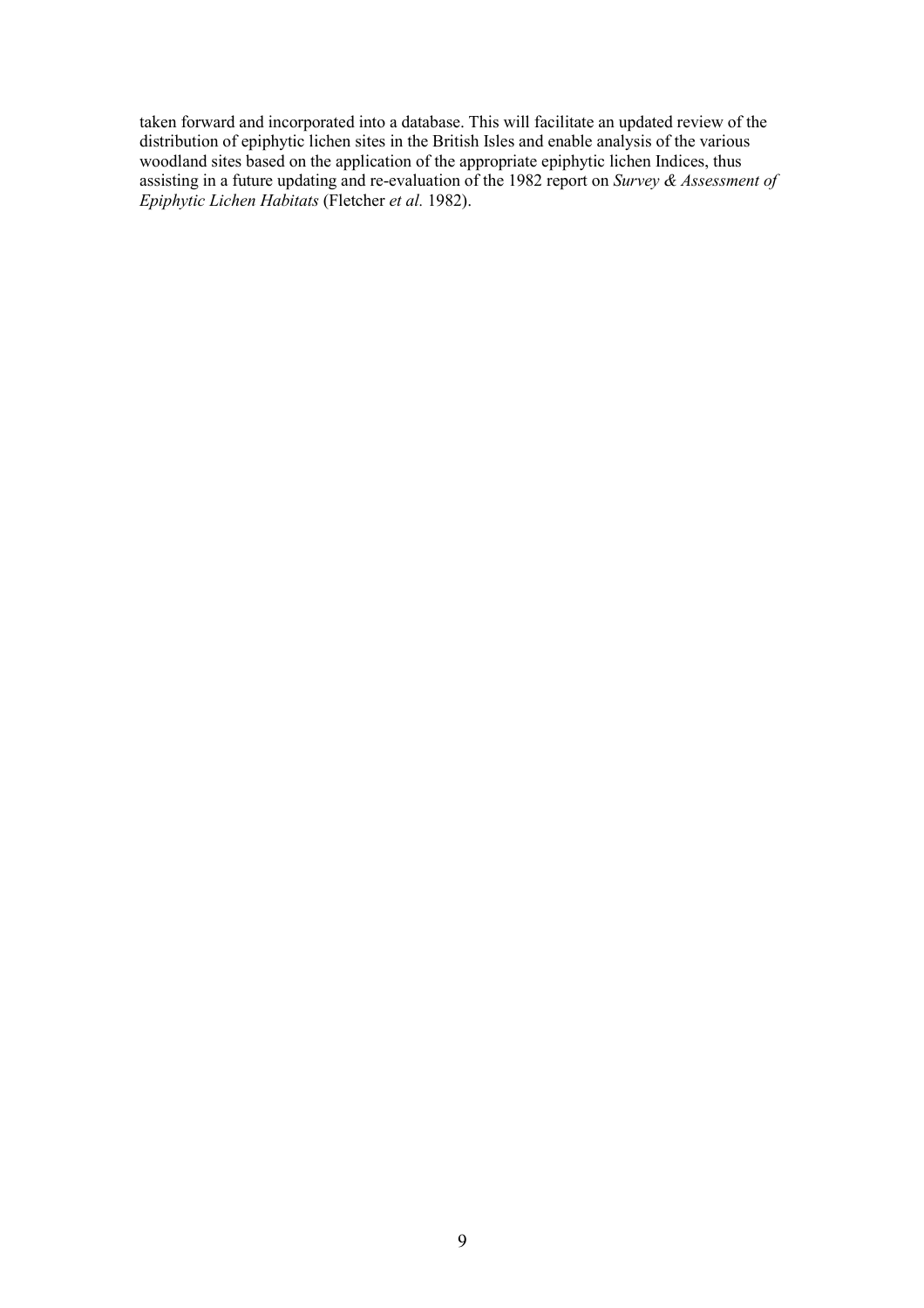taken forward and incorporated into a database. This will facilitate an updated review of the distribution of epiphytic lichen sites in the British Isles and enable analysis of the various woodland sites based on the application of the appropriate epiphytic lichen Indices, thus assisting in a future updating and re-evaluation of the 1982 report on *Survey & Assessment of Epiphytic Lichen Habitats* (Fletcher *et al.* 1982).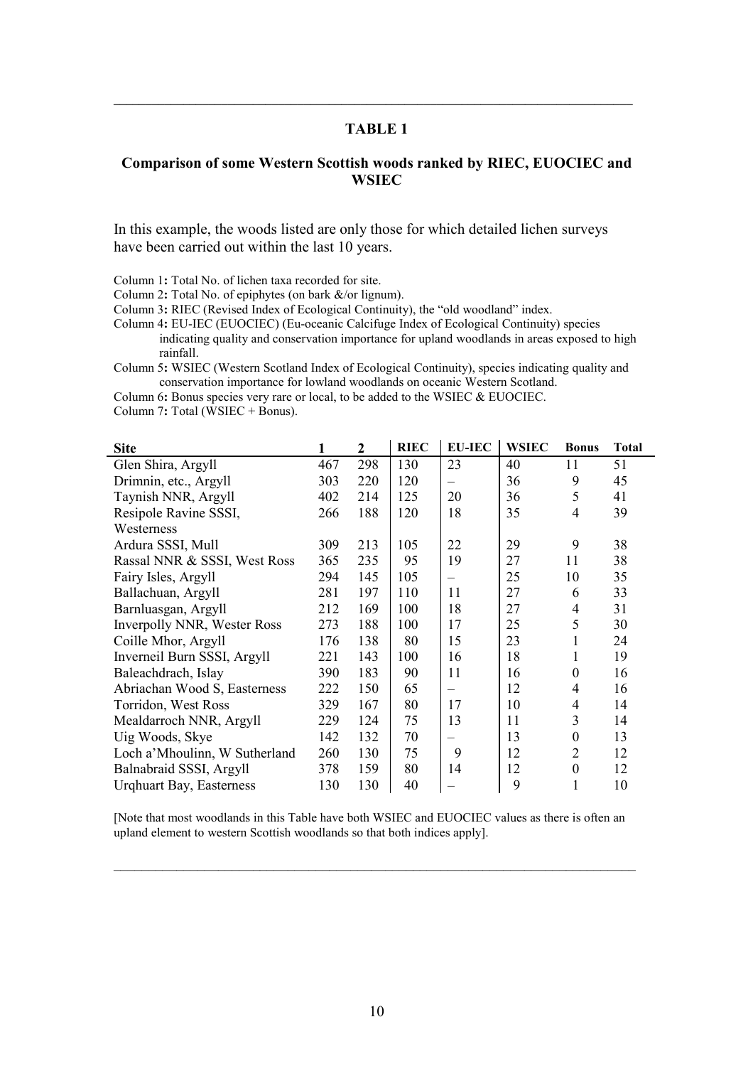## TABLE 1

### Comparison of some Western Scottish woods ranked by RIEC, EUOCIEC and WSIEC

In this example, the woods listed are only those for which detailed lichen surveys have been carried out within the last 10 years.

Column 1**:** Total No. of lichen taxa recorded for site.
Column 2**:** Total No. of epiphytes (on bark &/or lignum).
Column 3**:** RIEC (Revised Index of Ecological Continuity), the "old woodland" index.
Column 4**:** EU-IEC (EUOCIEC) (Eu-oceanic Calcifuge Index of Ecological Continuity) species indicating quality and conservation importance for upland woodlands in areas exposed to high rainfall.
Column 5**:** WSIEC (Western Scotland Index of Ecological Continuity), species indicating quality and conservation importance for lowland woodlands on oceanic Western Scotland.
Column 6**:** Bonus species very rare or local, to be added to the WSIEC & EUOCIEC.
Column 7**:** Total (WSIEC + Bonus).

| Site | 1 | 2 | RIEC | EU-IEC | WSIEC | Bonus | Total |
|---|---|---|---|---|---|---|---|
| Glen Shira, Argyll | 467 | 298 | 130 | 23 | 40 | 11 | 51 |
| Drimnin, etc., Argyll | 303 | 220 | 120 | – | 36 | 9 | 45 |
| Taynish NNR, Argyll | 402 | 214 | 125 | 20 | 36 | 5 | 41 |
| Resipole Ravine SSSI, Westerness | 266 | 188 | 120 | 18 | 35 | 4 | 39 |
| Ardura SSSI, Mull | 309 | 213 | 105 | 22 | 29 | 9 | 38 |
| Rassal NNR & SSSI, West Ross | 365 | 235 | 95 | 19 | 27 | 11 | 38 |
| Fairy Isles, Argyll | 294 | 145 | 105 | – | 25 | 10 | 35 |
| Ballachuan, Argyll | 281 | 197 | 110 | 11 | 27 | 6 | 33 |
| Barnluasgan, Argyll | 212 | 169 | 100 | 18 | 27 | 4 | 31 |
| Inverpolly NNR, Wester Ross | 273 | 188 | 100 | 17 | 25 | 5 | 30 |
| Coille Mhor, Argyll | 176 | 138 | 80 | 15 | 23 | 1 | 24 |
| Inverneil Burn SSSI, Argyll | 221 | 143 | 100 | 16 | 18 | 1 | 19 |
| Baleachdrach, Islay | 390 | 183 | 90 | 11 | 16 | 0 | 16 |
| Abriachan Wood S, Easterness | 222 | 150 | 65 | – | 12 | 4 | 16 |
| Torridon, West Ross | 329 | 167 | 80 | 17 | 10 | 4 | 14 |
| Mealdarroch NNR, Argyll | 229 | 124 | 75 | 13 | 11 | 3 | 14 |
| Uig Woods, Skye | 142 | 132 | 70 | – | 13 | 0 | 13 |
| Loch a'Mhoulinn, W Sutherland | 260 | 130 | 75 | 9 | 12 | 2 | 12 |
| Balnabraid SSSI, Argyll | 378 | 159 | 80 | 14 | 12 | 0 | 12 |
| Urqhuart Bay, Easterness | 130 | 130 | 40 | – | 9 | 1 | 10 |

[Note that most woodlands in this Table have both WSIEC and EUOCIEC values as there is often an upland element to western Scottish woodlands so that both indices apply].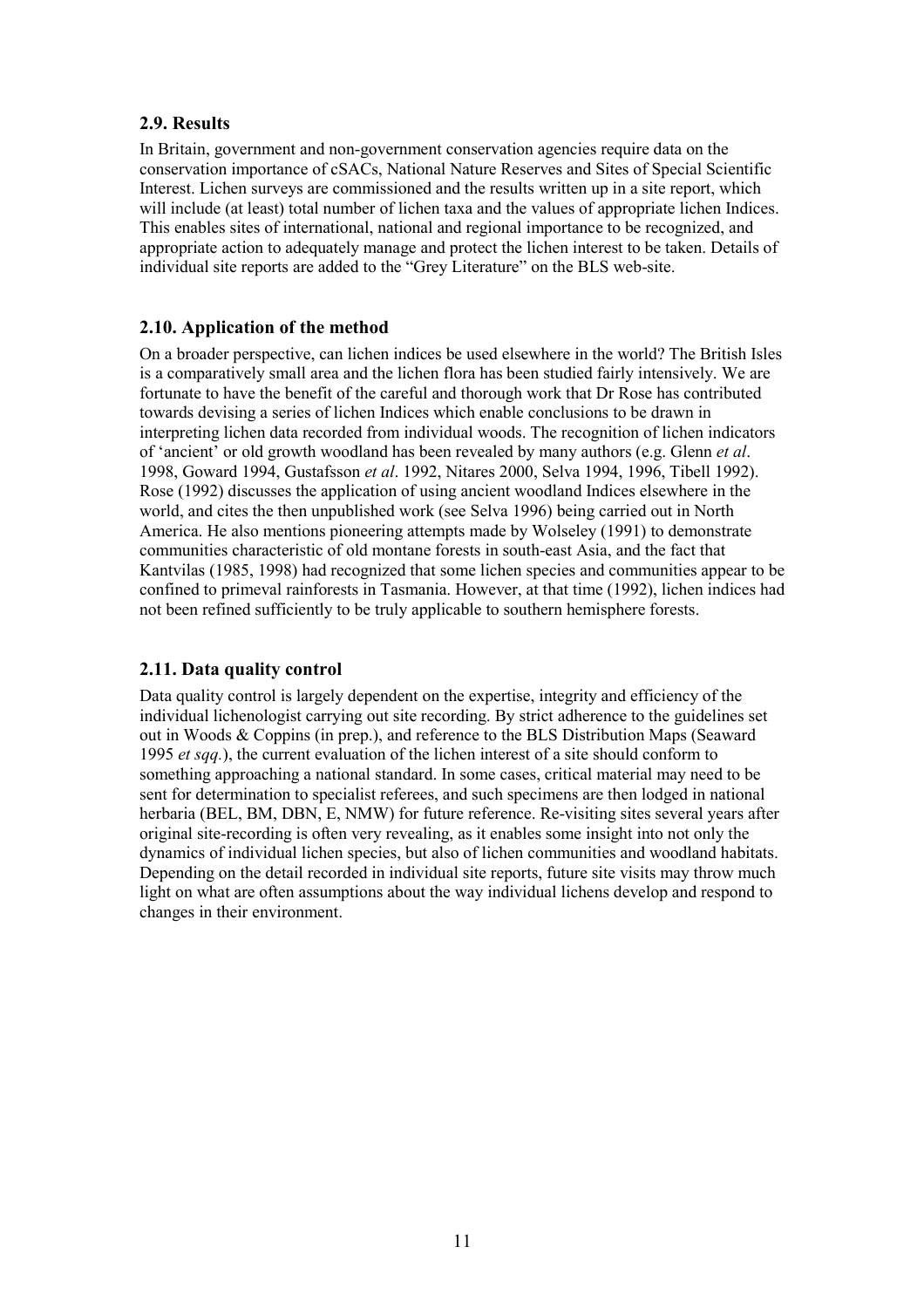### 2.9. Results

In Britain, government and non-government conservation agencies require data on the conservation importance of cSACs, National Nature Reserves and Sites of Special Scientific Interest. Lichen surveys are commissioned and the results written up in a site report, which will include (at least) total number of lichen taxa and the values of appropriate lichen Indices. This enables sites of international, national and regional importance to be recognized, and appropriate action to adequately manage and protect the lichen interest to be taken. Details of individual site reports are added to the "Grey Literature" on the BLS web-site.

### 2.10. Application of the method

On a broader perspective, can lichen indices be used elsewhere in the world? The British Isles is a comparatively small area and the lichen flora has been studied fairly intensively. We are fortunate to have the benefit of the careful and thorough work that Dr Rose has contributed towards devising a series of lichen Indices which enable conclusions to be drawn in interpreting lichen data recorded from individual woods. The recognition of lichen indicators of 'ancient' or old growth woodland has been revealed by many authors (e.g. Glenn *et al*. 1998, Goward 1994, Gustafsson *et al*. 1992, Nitares 2000, Selva 1994, 1996, Tibell 1992). Rose (1992) discusses the application of using ancient woodland Indices elsewhere in the world, and cites the then unpublished work (see Selva 1996) being carried out in North America. He also mentions pioneering attempts made by Wolseley (1991) to demonstrate communities characteristic of old montane forests in south-east Asia, and the fact that Kantvilas (1985, 1998) had recognized that some lichen species and communities appear to be confined to primeval rainforests in Tasmania. However, at that time (1992), lichen indices had not been refined sufficiently to be truly applicable to southern hemisphere forests.

### 2.11. Data quality control

Data quality control is largely dependent on the expertise, integrity and efficiency of the individual lichenologist carrying out site recording. By strict adherence to the guidelines set out in Woods & Coppins (in prep.), and reference to the BLS Distribution Maps (Seaward 1995 *et sqq*.), the current evaluation of the lichen interest of a site should conform to something approaching a national standard. In some cases, critical material may need to be sent for determination to specialist referees, and such specimens are then lodged in national herbaria (BEL, BM, DBN, E, NMW) for future reference. Re-visiting sites several years after original site-recording is often very revealing, as it enables some insight into not only the dynamics of individual lichen species, but also of lichen communities and woodland habitats. Depending on the detail recorded in individual site reports, future site visits may throw much light on what are often assumptions about the way individual lichens develop and respond to changes in their environment.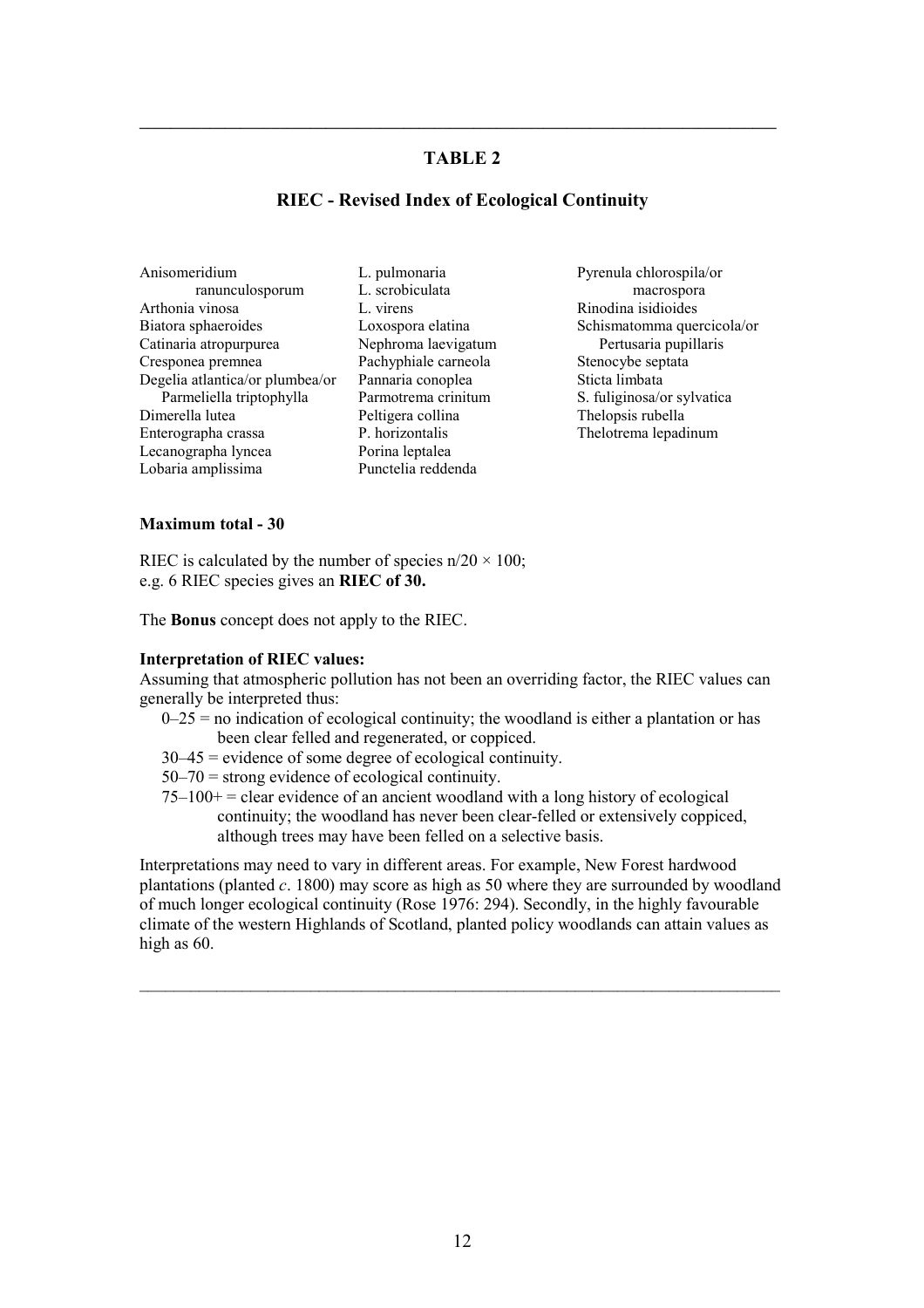## TABLE 2

### RIEC - Revised Index of Ecological Continuity

Anisomeridium ranunculosporum
Arthonia vinosa
Biatora sphaeroides
Catinaria atropurpurea
Cresponea premnea
Degelia atlantica/or plumbea/or Parmeliella triptophylla
Dimerella lutea
Enterographa crassa
Lecanographa lyncea
Lobaria amplissima
L. pulmonaria
L. scrobiculata
L. virens
Loxospora elatina
Nephroma laevigatum
Pachyphiale carneola
Pannaria conoplea
Parmotrema crinitum
Peltigera collina
P. horizontalis
Porina leptalea
Punctelia reddenda
Pyrenula chlorospila/or macrospora
Rinodina isidioides
Schismatomma quercicola/or Pertusaria pupillaris
Stenocybe septata
Sticta limbata
S. fuliginosa/or sylvatica
Thelopsis rubella
Thelotrema lepadinum

**Maximum total - 30**

RIEC is calculated by the number of species $n/20 \times 100$;
e.g. 6 RIEC species gives an **RIEC of 30.**

The **Bonus** concept does not apply to the RIEC.

**Interpretation of RIEC values:**
Assuming that atmospheric pollution has not been an overriding factor, the RIEC values can generally be interpreted thus:

- 0–25 = no indication of ecological continuity; the woodland is either a plantation or has been clear felled and regenerated, or coppiced.
- 30–45 = evidence of some degree of ecological continuity.
- 50–70 = strong evidence of ecological continuity.
- 75–100+ = clear evidence of an ancient woodland with a long history of ecological continuity; the woodland has never been clear-felled or extensively coppiced, although trees may have been felled on a selective basis.

Interpretations may need to vary in different areas. For example, New Forest hardwood plantations (planted *c*. 1800) may score as high as 50 where they are surrounded by woodland of much longer ecological continuity (Rose 1976: 294). Secondly, in the highly favourable climate of the western Highlands of Scotland, planted policy woodlands can attain values as high as 60.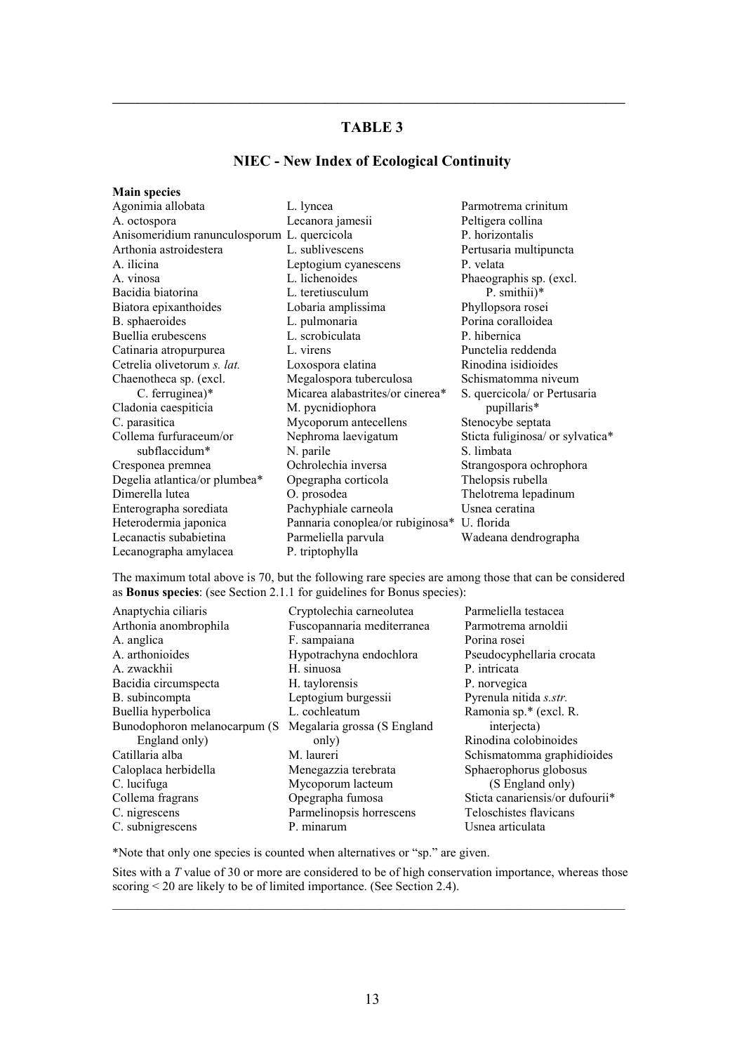## TABLE 3

## NIEC - New Index of Ecological Continuity

**Main species**

Agonimia allobata
A. octospora
Anisomeridium ranunculosporum
Arthonia astroidestera
A. ilicina
A. vinosa
Bacidia biatorina
Biatora epixanthoides
B. sphaeroides
Buellia erubescens
Catinaria atropurpurea
Cetrelia olivetorum *s. lat.*
Chaenotheca sp. (excl. C. ferruginea)*
Cladonia caespiticia
C. parasitica
Collema furfuraceum/or subflaccidum*
Cresponea premnea
Degelia atlantica/or plumbea*
Dimerella lutea
Enterographa sorediata
Heterodermia japonica
Lecanactis subabietina
Lecanographa amylacea
L. lyncea
Lecanora jamesii
L. quercicola
L. sublivescens
Leptogium cyanescens
L. lichenoides
L. teretiusculum
Lobaria amplissima
L. pulmonaria
L. scrobiculata
L. virens
Loxospora elatina
Megalospora tuberculosa
Micarea alabastrites/or cinerea*
M. pycnidiophora
Mycoporum antecellens
Nephroma laevigatum
N. parile
Ochrolechia inversa
Opegrapha corticola
O. prosodea
Pachyphiale carneola
Pannaria conoplea/or rubiginosa*
Parmeliella parvula
P. triptophylla
Parmotrema crinitum
Peltigera collina
P. horizontalis
Pertusaria multipuncta
P. velata
Phaeographis sp. (excl. P. smithii)*
Phyllopsora rosei
Porina coralloidea
P. hibernica
Punctelia reddenda
Rinodina isidioides
Schismatomma niveum
S. quercicola/ or Pertusaria pupillaris*
Stenocybe septata
Sticta fuliginosa/ or sylvatica*
S. limbata
Strangospora ochrophora
Thelopsis rubella
Thelotrema lepadinum
Usnea ceratina
U. florida
Wadeana dendrographa

The maximum total above is 70, but the following rare species are among those that can be considered as **Bonus species**: (see Section 2.1.1 for guidelines for Bonus species):

Anaptychia ciliaris
Arthonia anombrophila
A. anglica
A. arthonioides
A. zwackhii
Bacidia circumspecta
B. subincompta
Buellia hyperbolica
Bunodophoron melanocarpum (S England only)
Catillaria alba
Caloplaca herbidella
C. lucifuga
Collema fragrans
C. nigrescens
C. subnigrescens
Cryptolechia carneolutea
Fuscopannaria mediterranea
F. sampaiana
Hypotrachyna endochlora
H. sinuosa
H. taylorensis
Leptogium burgessii
L. cochleatum
Megalaria grossa (S England only)
M. laureri
Menegazzia terebrata
Mycoporum lacteum
Opegrapha fumosa
Parmelinopsis horrescens
P. minarum
Parmeliella testacea
Parmotrema arnoldii
Porina rosei
Pseudocyphellaria crocata
P. intricata
P. norvegica
Pyrenula nitida *s.str.*
Ramonia sp.* (excl. R. interjecta)
Rinodina colobinoides
Schismatomma graphidioides
Sphaerophorus globosus (S England only)
Sticta canariensis/or dufourii*
Teloschistes flavicans
Usnea articulata

*Note that only one species is counted when alternatives or "sp." are given.

Sites with a *T* value of 30 or more are considered to be of high conservation importance, whereas those scoring < 20 are likely to be of limited importance. (See Section 2.4).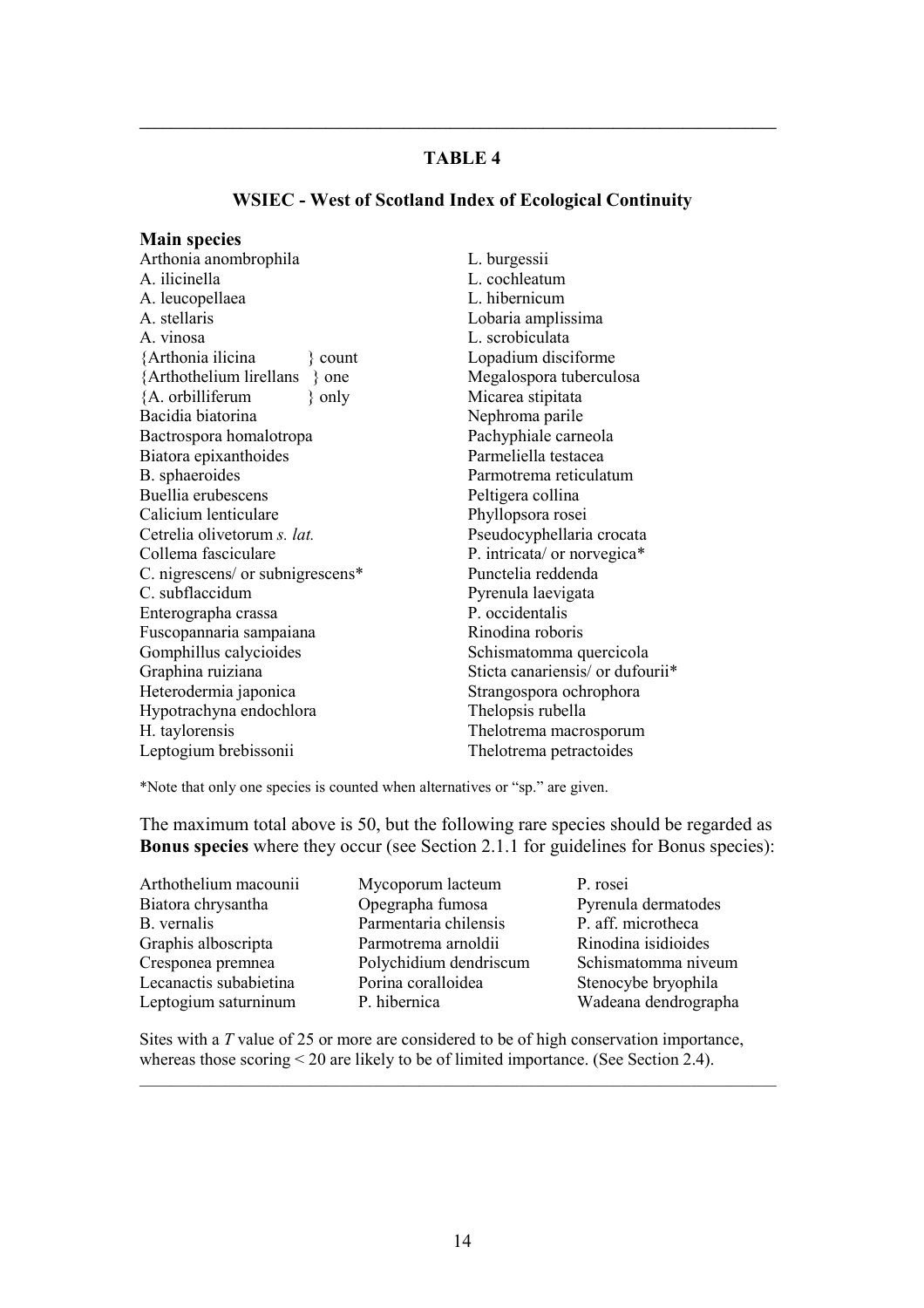## TABLE 4

### WSIEC - West of Scotland Index of Ecological Continuity

**Main species**

Arthonia anombrophila
A. ilicinella
A. leucopellaea
A. stellaris
A. vinosa
{Arthonia ilicina } count
{Arthothelium lirellans } one
{A. orbilliferum } only
Bacidia biatorina
Bactrospora homalotropa
Biatora epixanthoides
B. sphaeroides
Buellia erubescens
Calicium lenticulare
Cetrelia olivetorum *s. lat.*
Collema fasciculare
C. nigrescens/ or subnigrescens*
C. subflaccidum
Enterographa crassa
Fuscopannaria sampaiana
Gomphillus calycioides
Graphina ruiziana
Heterodermia japonica
Hypotrachyna endochlora
H. taylorensis
Leptogium brebissonii
L. burgessii
L. cochleatum
L. hibernicum
Lobaria amplissima
L. scrobiculata
Lopadium disciforme
Megalospora tuberculosa
Micarea stipitata
Nephroma parile
Pachyphiale carneola
Parmeliella testacea
Parmotrema reticulatum
Peltigera collina
Phyllopsora rosei
Pseudocyphellaria crocata
P. intricata/ or norvegica*
Punctelia reddenda
Pyrenula laevigata
P. occidentalis
Rinodina roboris
Schismatomma quercicola
Sticta canariensis/ or dufourii*
Strangospora ochrophora
Thelopsis rubella
Thelotrema macrosporum
Thelotrema petractoides

*Note that only one species is counted when alternatives or "sp." are given.

The maximum total above is 50, but the following rare species should be regarded as **Bonus species** where they occur (see Section 2.1.1 for guidelines for Bonus species):

Arthothelium macounii
Biatora chrysantha
B. vernalis
Graphis alboscripta
Cresponea premnea
Lecanactis subabietina
Leptogium saturninum
Mycoporum lacteum
Opegrapha fumosa
Parmentaria chilensis
Parmotrema arnoldii
Polychidium dendriscum
Porina coralloidea
P. hibernica
P. rosei
Pyrenula dermatodes
P. aff. microtheca
Rinodina isidioides
Schismatomma niveum
Stenocybe bryophila
Wadeana dendrographa

Sites with a *T* value of 25 or more are considered to be of high conservation importance, whereas those scoring < 20 are likely to be of limited importance. (See Section 2.4).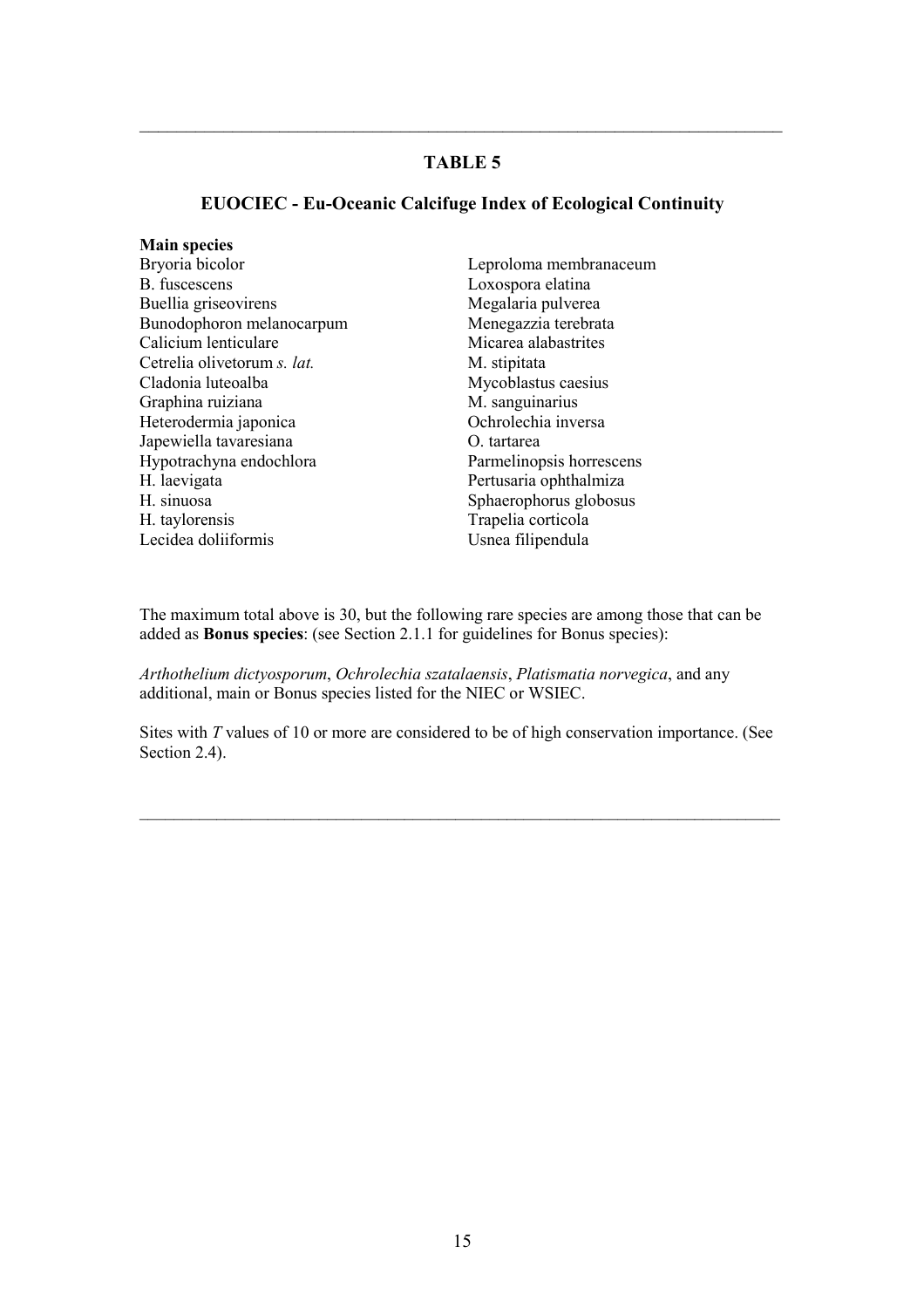## TABLE 5

### EUOCIEC - Eu-Oceanic Calcifuge Index of Ecological Continuity

**Main species**

| | |
|---|---|
| Bryoria bicolor | Leproloma membranaceum |
| B. fuscescens | Loxospora elatina |
| Buellia griseovirens | Megalaria pulverea |
| Bunodophoron melanocarpum | Menegazzia terebrata |
| Calicium lenticulare | Micarea alabastrites |
| Cetrelia olivetorum *s. lat.* | M. stipitata |
| Cladonia luteoalba | Mycoblastus caesius |
| Graphina ruiziana | M. sanguinarius |
| Heterodermia japonica | Ochrolechia inversa |
| Japewiella tavaresiana | O. tartarea |
| Hypotrachyna endochlora | Parmelinopsis horrescens |
| H. laevigata | Pertusaria ophthalmiza |
| H. sinuosa | Sphaerophorus globosus |
| H. taylorensis | Trapelia corticola |
| Lecidea doliiformis | Usnea filipendula |

The maximum total above is 30, but the following rare species are among those that can be added as **Bonus species**: (see Section 2.1.1 for guidelines for Bonus species):

*Arthothelium dictyosporum*, *Ochrolechia szatalaensis*, *Platismatia norvegica*, and any additional, main or Bonus species listed for the NIEC or WSIEC.

Sites with *T* values of 10 or more are considered to be of high conservation importance. (See Section 2.4).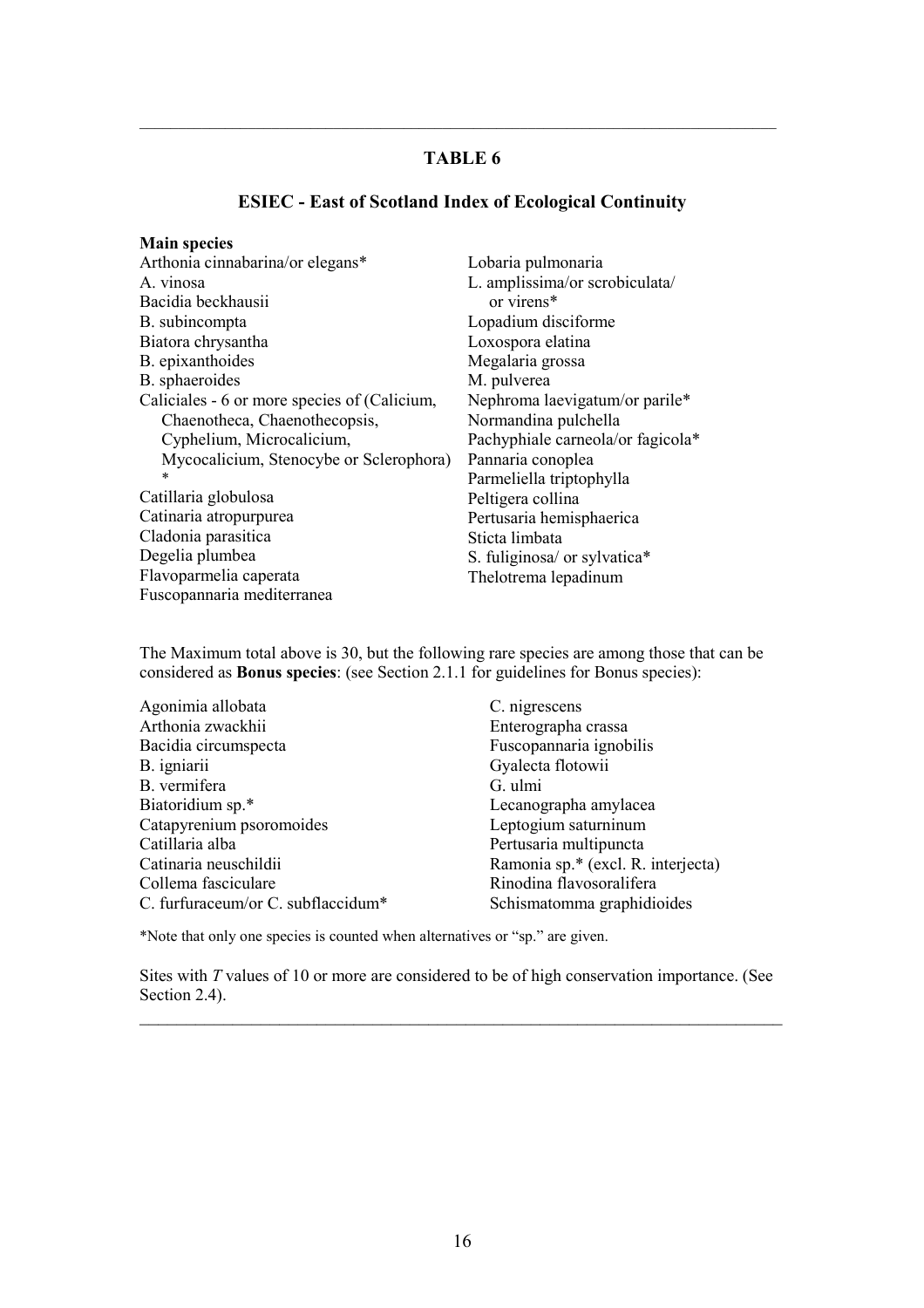## TABLE 6

### ESIEC - East of Scotland Index of Ecological Continuity

**Main species**

Arthonia cinnabarina/or elegans*
A. vinosa
Bacidia beckhausii
B. subincompta
Biatora chrysantha
B. epixanthoides
B. sphaeroides
Caliciales - 6 or more species of (Calicium, Chaenotheca, Chaenothecopsis, Cyphelium, Microcalicium, Mycocalicium, Stenocybe or Sclerophora) *
Catillaria globulosa
Catinaria atropurpurea
Cladonia parasitica
Degelia plumbea
Flavoparmelia caperata
Fuscopannaria mediterranea
Lobaria pulmonaria
L. amplissima/or scrobiculata/ or virens*
Lopadium disciforme
Loxospora elatina
Megalaria grossa
M. pulverea
Nephroma laevigatum/or parile*
Normandina pulchella
Pachyphiale carneola/or fagicola*
Pannaria conoplea
Parmeliella triptophylla
Peltigera collina
Pertusaria hemisphaerica
Sticta limbata
S. fuliginosa/ or sylvatica*
Thelotrema lepadinum

The Maximum total above is 30, but the following rare species are among those that can be considered as **Bonus species**: (see Section 2.1.1 for guidelines for Bonus species):

Agonimia allobata
Arthonia zwackhii
Bacidia circumspecta
B. igniarii
B. vermifera
Biatoridium sp.*
Catapyrenium psoromoides
Catillaria alba
Catinaria neuschildii
Collema fasciculare
C. furfuraceum/or C. subflaccidum*
C. nigrescens
Enterographa crassa
Fuscopannaria ignobilis
Gyalecta flotowii
G. ulmi
Lecanographa amylacea
Leptogium saturninum
Pertusaria multipuncta
Ramonia sp.* (excl. R. interjecta)
Rinodina flavosoralifera
Schismatomma graphidioides

*Note that only one species is counted when alternatives or "sp." are given.

Sites with *T* values of 10 or more are considered to be of high conservation importance. (See Section 2.4).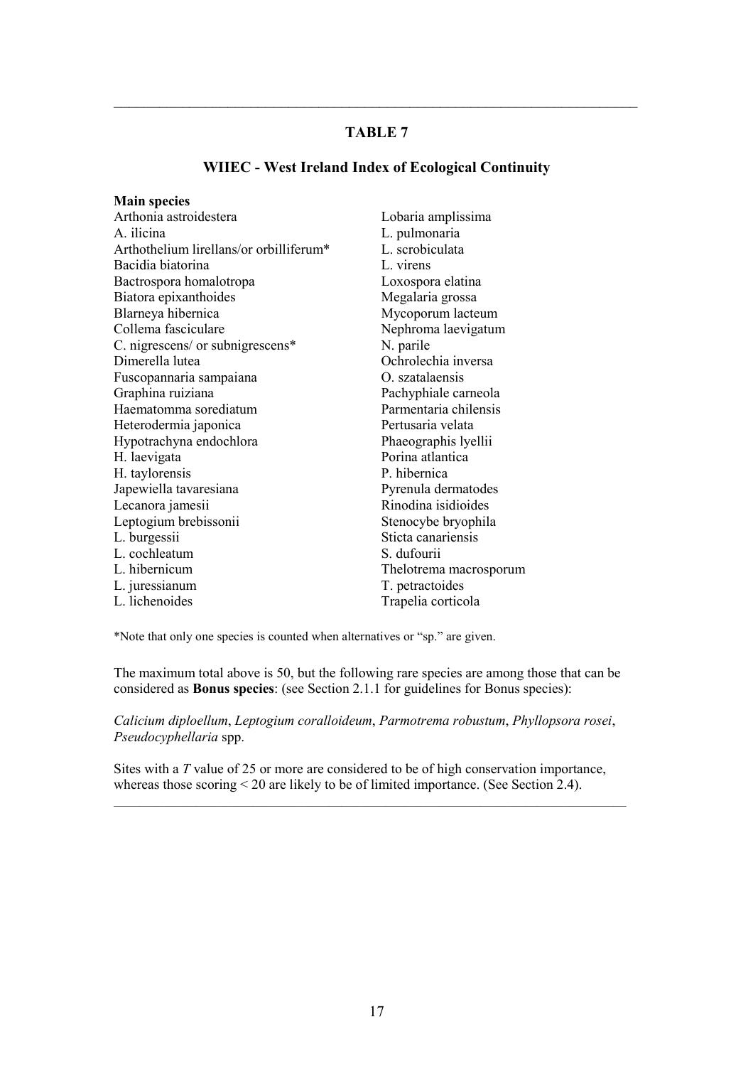## TABLE 7

### WIIEC - West Ireland Index of Ecological Continuity

**Main species**

Arthonia astroidestera
A. ilicina
Arthothelium lirellans/or orbilliferum*
Bacidia biatorina
Bactrospora homalotropa
Biatora epixanthoides
Blarneya hibernica
Collema fasciculare
C. nigrescens/ or subnigrescens*
Dimerella lutea
Fuscopannaria sampaiana
Graphina ruiziana
Haematomma sorediatum
Heterodermia japonica
Hypotrachyna endochlora
H. laevigata
H. taylorensis
Japewiella tavaresiana
Lecanora jamesii
Leptogium brebissonii
L. burgessii
L. cochleatum
L. hibernicum
L. juressianum
L. lichenoides
Lobaria amplissima
L. pulmonaria
L. scrobiculata
L. virens
Loxospora elatina
Megalaria grossa
Mycoporum lacteum
Nephroma laevigatum
N. parile
Ochrolechia inversa
O. szatalaensis
Pachyphiale carneola
Parmentaria chilensis
Pertusaria velata
Phaeographis lyellii
Porina atlantica
P. hibernica
Pyrenula dermatodes
Rinodina isidioides
Stenocybe bryophila
Sticta canariensis
S. dufourii
Thelotrema macrosporum
T. petractoides
Trapelia corticola

*Note that only one species is counted when alternatives or "sp." are given.

The maximum total above is 50, but the following rare species are among those that can be considered as **Bonus species**: (see Section 2.1.1 for guidelines for Bonus species):

*Calicium diploellum*, *Leptogium coralloideum*, *Parmotrema robustum*, *Phyllopsora rosei*, *Pseudocyphellaria* spp.

Sites with a *T* value of 25 or more are considered to be of high conservation importance, whereas those scoring < 20 are likely to be of limited importance. (See Section 2.4).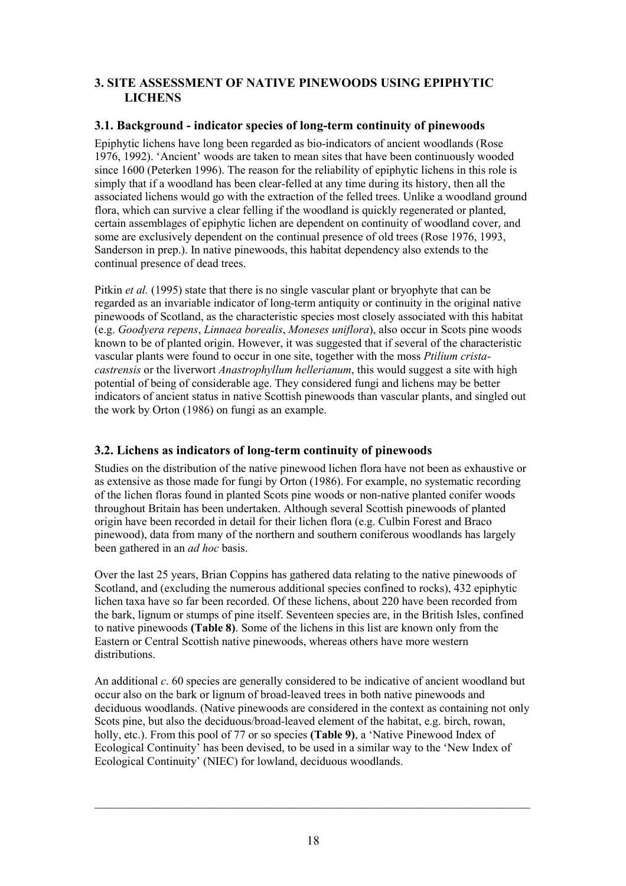## 3. SITE ASSESSMENT OF NATIVE PINEWOODS USING EPIPHYTIC LICHENS

### 3.1. Background - indicator species of long-term continuity of pinewoods

Epiphytic lichens have long been regarded as bio-indicators of ancient woodlands (Rose 1976, 1992). 'Ancient' woods are taken to mean sites that have been continuously wooded since 1600 (Peterken 1996). The reason for the reliability of epiphytic lichens in this role is simply that if a woodland has been clear-felled at any time during its history, then all the associated lichens would go with the extraction of the felled trees. Unlike a woodland ground flora, which can survive a clear felling if the woodland is quickly regenerated or planted, certain assemblages of epiphytic lichen are dependent on continuity of woodland cover, and some are exclusively dependent on the continual presence of old trees (Rose 1976, 1993, Sanderson in prep.). In native pinewoods, this habitat dependency also extends to the continual presence of dead trees.

Pitkin *et al.* (1995) state that there is no single vascular plant or bryophyte that can be regarded as an invariable indicator of long-term antiquity or continuity in the original native pinewoods of Scotland, as the characteristic species most closely associated with this habitat (e.g. *Goodyera repens*, *Linnaea borealis*, *Moneses uniflora*), also occur in Scots pine woods known to be of planted origin. However, it was suggested that if several of the characteristic vascular plants were found to occur in one site, together with the moss *Ptilium crista-castrensis* or the liverwort *Anastrophyllum hellerianum*, this would suggest a site with high potential of being of considerable age. They considered fungi and lichens may be better indicators of ancient status in native Scottish pinewoods than vascular plants, and singled out the work by Orton (1986) on fungi as an example.

### 3.2. Lichens as indicators of long-term continuity of pinewoods

Studies on the distribution of the native pinewood lichen flora have not been as exhaustive or as extensive as those made for fungi by Orton (1986). For example, no systematic recording of the lichen floras found in planted Scots pine woods or non-native planted conifer woods throughout Britain has been undertaken. Although several Scottish pinewoods of planted origin have been recorded in detail for their lichen flora (e.g. Culbin Forest and Braco pinewood), data from many of the northern and southern coniferous woodlands has largely been gathered in an *ad hoc* basis.

Over the last 25 years, Brian Coppins has gathered data relating to the native pinewoods of Scotland, and (excluding the numerous additional species confined to rocks), 432 epiphytic lichen taxa have so far been recorded. Of these lichens, about 220 have been recorded from the bark, lignum or stumps of pine itself. Seventeen species are, in the British Isles, confined to native pinewoods **(Table 8)**. Some of the lichens in this list are known only from the Eastern or Central Scottish native pinewoods, whereas others have more western distributions.

An additional *c*. 60 species are generally considered to be indicative of ancient woodland but occur also on the bark or lignum of broad-leaved trees in both native pinewoods and deciduous woodlands. (Native pinewoods are considered in the context as containing not only Scots pine, but also the deciduous/broad-leaved element of the habitat, e.g. birch, rowan, holly, etc.). From this pool of 77 or so species **(Table 9)**, a 'Native Pinewood Index of Ecological Continuity' has been devised, to be used in a similar way to the 'New Index of Ecological Continuity' (NIEC) for lowland, deciduous woodlands.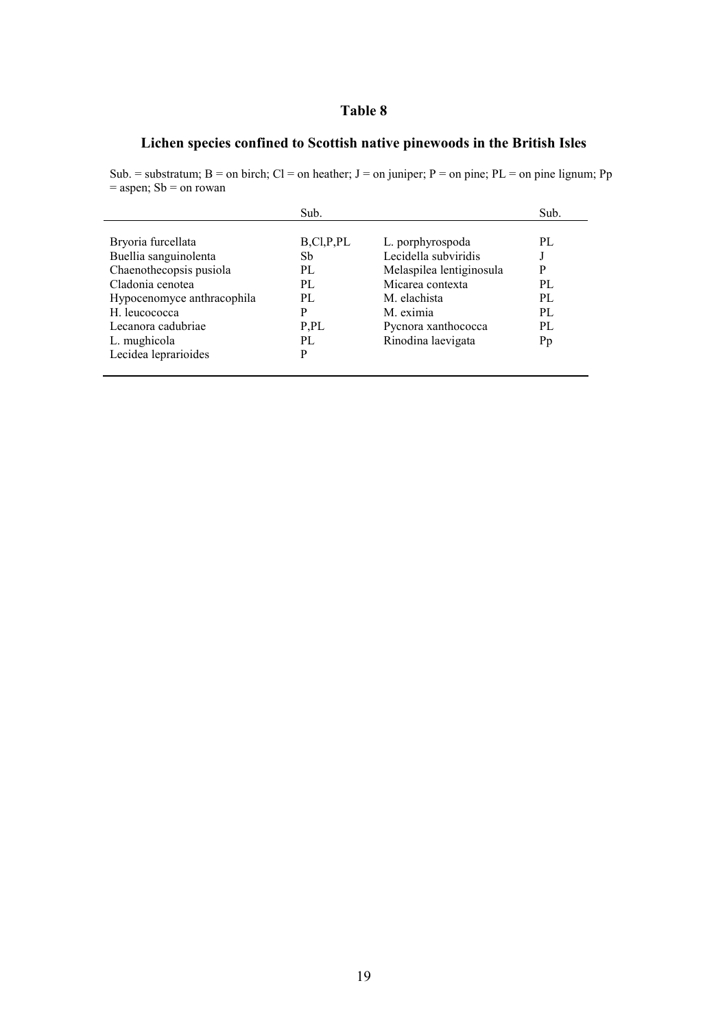## Table 8

### Lichen species confined to Scottish native pinewoods in the British Isles

Sub. = substratum; B = on birch; Cl = on heather; J = on juniper; P = on pine; PL = on pine lignum; Pp = aspen; Sb = on rowan

| | Sub. | | Sub. |
|---|---|---|---|
| Bryoria furcellata | B,Cl,P,PL | L. porphyrospoda | PL |
| Buellia sanguinolenta | Sb | Lecidella subviridis | J |
| Chaenothecopsis pusiola | PL | Melaspilea lentiginosula | P |
| Cladonia cenotea | PL | Micarea contexta | PL |
| Hypocenomyce anthracophila | PL | M. elachista | PL |
| H. leucococca | P | M. eximia | PL |
| Lecanora cadubriae | P,PL | Pycnora xanthococca | PL |
| L. mughicola | PL | Rinodina laevigata | Pp |
| Lecidea leprarioides | P | | |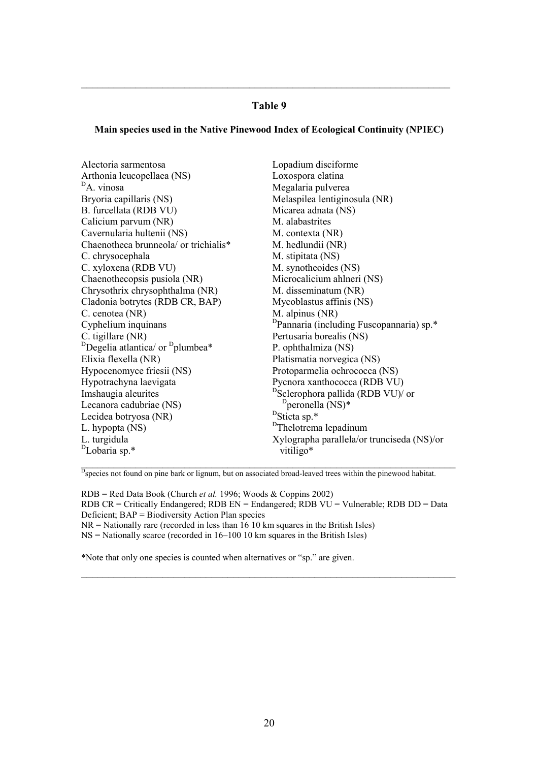## Table 9

**Main species used in the Native Pinewood Index of Ecological Continuity (NPIEC)**

Alectoria sarmentosa
Arthonia leucopellaea (NS)
[D]A. vinosa
Bryoria capillaris (NS)
B. furcellata (RDB VU)
Calicium parvum (NR)
Cavernularia hultenii (NS)
Chaenotheca brunneola/ or trichialis*
C. chrysocephala
C. xyloxena (RDB VU)
Chaenothecopsis pusiola (NR)
Chrysothrix chrysophthalma (NR)
Cladonia botrytes (RDB CR, BAP)
C. cenotea (NR)
Cyphelium inquinans
C. tigillare (NR)
[D]Degelia atlantica/ or [D]plumbea*
Elixia flexella (NR)
Hypocenomyce friesii (NS)
Hypotrachyna laevigata
Imshaugia aleurites
Lecanora cadubriae (NS)
Lecidea botryosa (NR)
L. hypopta (NS)
L. turgidula
[D]Lobaria sp.*
Lopadium disciforme
Loxospora elatina
Megalaria pulverea
Melaspilea lentiginosula (NR)
Micarea adnata (NS)
M. alabastrites
M. contexta (NR)
M. hedlundii (NR)
M. stipitata (NS)
M. synotheoides (NS)
Microcalicium ahlneri (NS)
M. disseminatum (NR)
Mycoblastus affinis (NS)
M. alpinus (NR)
[D]Pannaria (including Fuscopannaria) sp.*
Pertusaria borealis (NS)
P. ophthalmiza (NS)
Platismatia norvegica (NS)
Protoparmelia ochrococca (NS)
Pycnora xanthococca (RDB VU)
[D]Sclerophora pallida (RDB VU)/ or [D]peronella (NS)*
[D]Sticta sp.*
[D]Thelotrema lepadinum
Xylographa parallela/or trunciseda (NS)/or vitiligo*

[D]species not found on pine bark or lignum, but on associated broad-leaved trees within the pinewood habitat.

RDB = Red Data Book (Church *et al.* 1996; Woods & Coppins 2002)
RDB CR = Critically Endangered; RDB EN = Endangered; RDB VU = Vulnerable; RDB DD = Data Deficient; BAP = Biodiversity Action Plan species
NR = Nationally rare (recorded in less than 16 10 km squares in the British Isles)
NS = Nationally scarce (recorded in 16–100 10 km squares in the British Isles)

*Note that only one species is counted when alternatives or "sp." are given.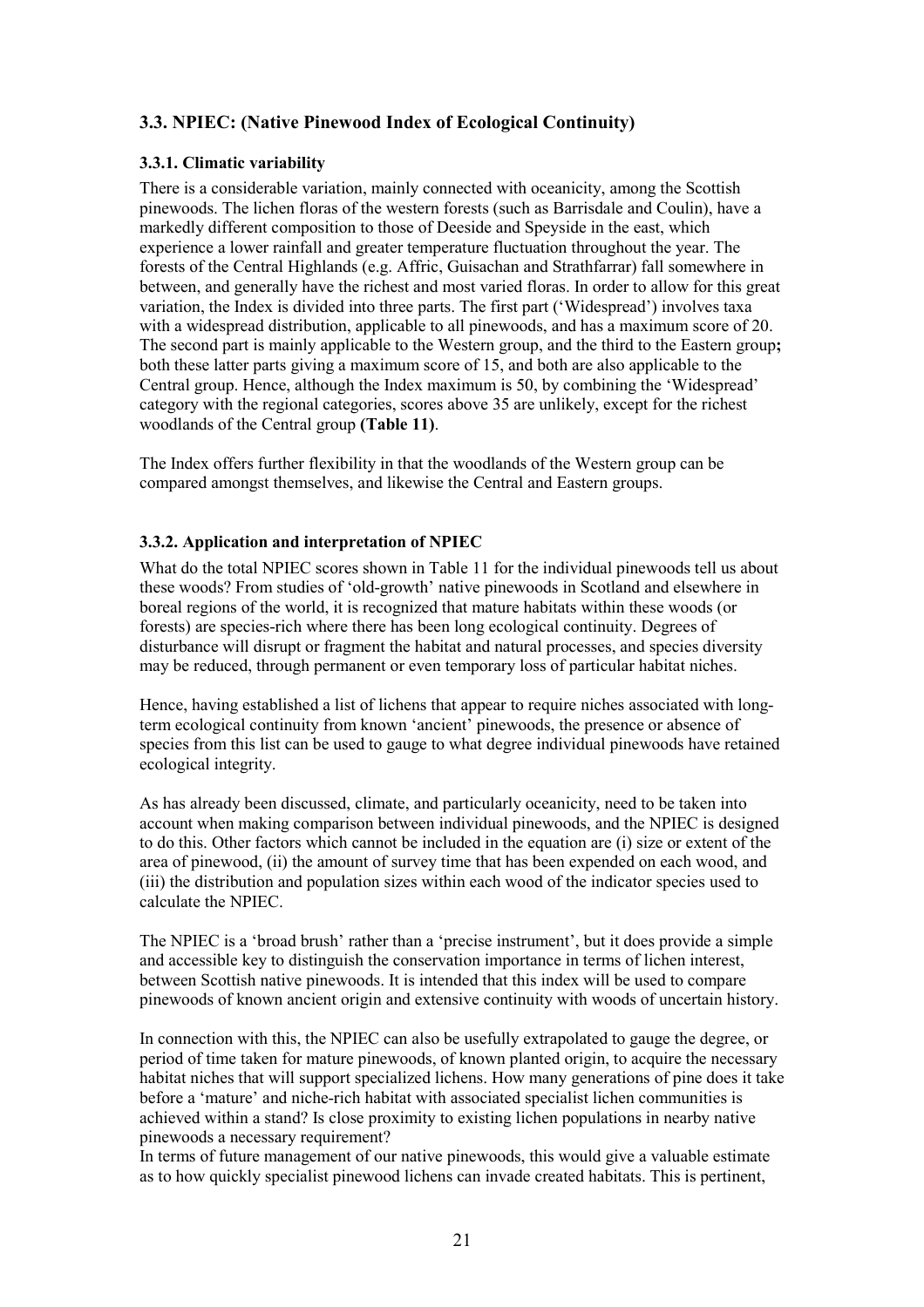## 3.3. NPIEC: (Native Pinewood Index of Ecological Continuity)

### 3.3.1. Climatic variability

There is a considerable variation, mainly connected with oceanicity, among the Scottish pinewoods. The lichen floras of the western forests (such as Barrisdale and Coulin), have a markedly different composition to those of Deeside and Speyside in the east, which experience a lower rainfall and greater temperature fluctuation throughout the year. The forests of the Central Highlands (e.g. Affric, Guisachan and Strathfarrar) fall somewhere in between, and generally have the richest and most varied floras. In order to allow for this great variation, the Index is divided into three parts. The first part ('Widespread') involves taxa with a widespread distribution, applicable to all pinewoods, and has a maximum score of 20. The second part is mainly applicable to the Western group, and the third to the Eastern group**;** both these latter parts giving a maximum score of 15, and both are also applicable to the Central group. Hence, although the Index maximum is 50, by combining the 'Widespread' category with the regional categories, scores above 35 are unlikely, except for the richest woodlands of the Central group **(Table 11)**.

The Index offers further flexibility in that the woodlands of the Western group can be compared amongst themselves, and likewise the Central and Eastern groups.

### 3.3.2. Application and interpretation of NPIEC

What do the total NPIEC scores shown in Table 11 for the individual pinewoods tell us about these woods? From studies of 'old-growth' native pinewoods in Scotland and elsewhere in boreal regions of the world, it is recognized that mature habitats within these woods (or forests) are species-rich where there has been long ecological continuity. Degrees of disturbance will disrupt or fragment the habitat and natural processes, and species diversity may be reduced, through permanent or even temporary loss of particular habitat niches.

Hence, having established a list of lichens that appear to require niches associated with long-term ecological continuity from known 'ancient' pinewoods, the presence or absence of species from this list can be used to gauge to what degree individual pinewoods have retained ecological integrity.

As has already been discussed, climate, and particularly oceanicity, need to be taken into account when making comparison between individual pinewoods, and the NPIEC is designed to do this. Other factors which cannot be included in the equation are (i) size or extent of the area of pinewood, (ii) the amount of survey time that has been expended on each wood, and (iii) the distribution and population sizes within each wood of the indicator species used to calculate the NPIEC.

The NPIEC is a 'broad brush' rather than a 'precise instrument', but it does provide a simple and accessible key to distinguish the conservation importance in terms of lichen interest, between Scottish native pinewoods. It is intended that this index will be used to compare pinewoods of known ancient origin and extensive continuity with woods of uncertain history.

In connection with this, the NPIEC can also be usefully extrapolated to gauge the degree, or period of time taken for mature pinewoods, of known planted origin, to acquire the necessary habitat niches that will support specialized lichens. How many generations of pine does it take before a 'mature' and niche-rich habitat with associated specialist lichen communities is achieved within a stand? Is close proximity to existing lichen populations in nearby native pinewoods a necessary requirement?

In terms of future management of our native pinewoods, this would give a valuable estimate as to how quickly specialist pinewood lichens can invade created habitats. This is pertinent,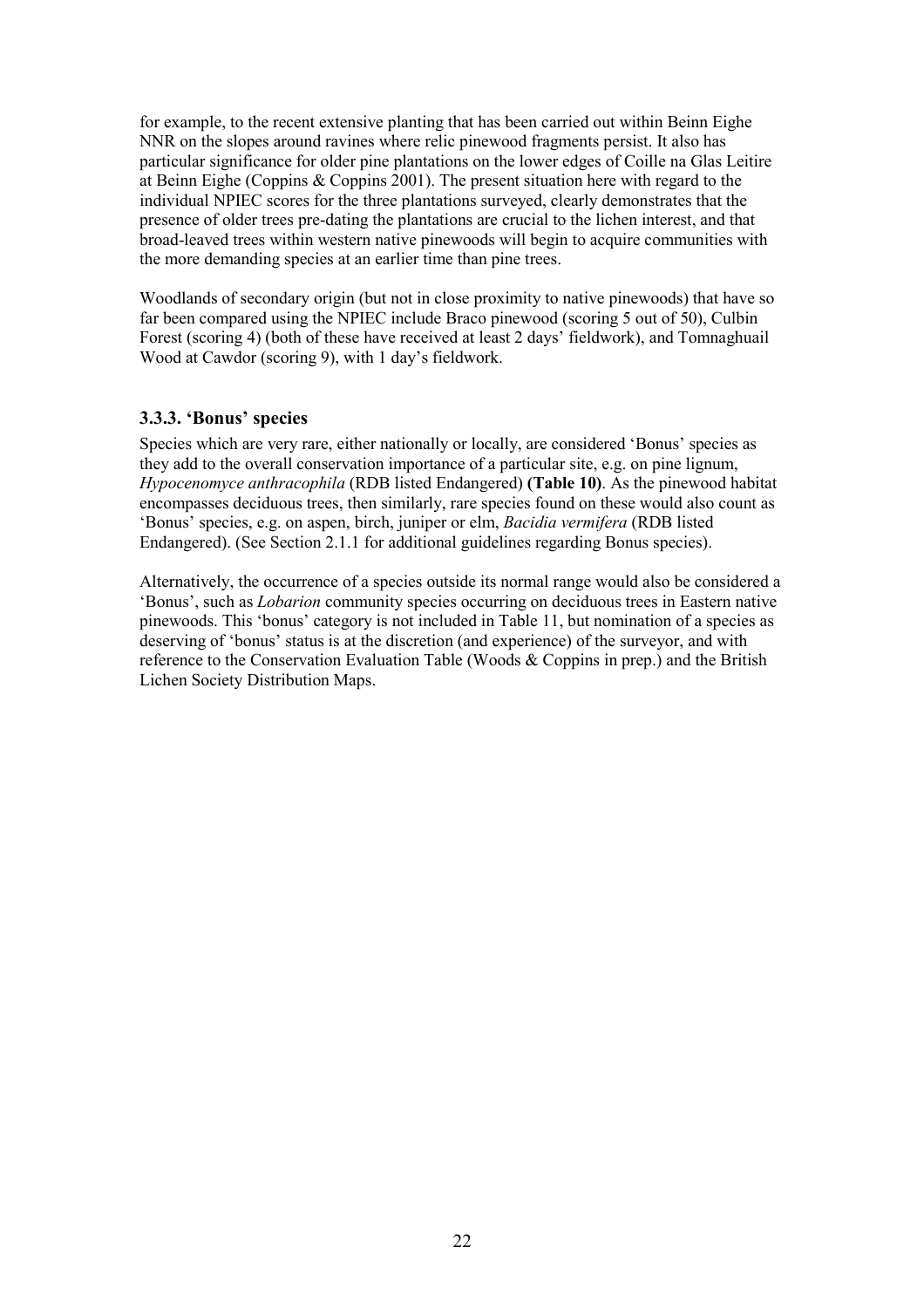for example, to the recent extensive planting that has been carried out within Beinn Eighe NNR on the slopes around ravines where relic pinewood fragments persist. It also has particular significance for older pine plantations on the lower edges of Coille na Glas Leitire at Beinn Eighe (Coppins & Coppins 2001). The present situation here with regard to the individual NPIEC scores for the three plantations surveyed, clearly demonstrates that the presence of older trees pre-dating the plantations are crucial to the lichen interest, and that broad-leaved trees within western native pinewoods will begin to acquire communities with the more demanding species at an earlier time than pine trees.

Woodlands of secondary origin (but not in close proximity to native pinewoods) that have so far been compared using the NPIEC include Braco pinewood (scoring 5 out of 50), Culbin Forest (scoring 4) (both of these have received at least 2 days' fieldwork), and Tomnaghuail Wood at Cawdor (scoring 9), with 1 day's fieldwork.

### 3.3.3. 'Bonus' species

Species which are very rare, either nationally or locally, are considered 'Bonus' species as they add to the overall conservation importance of a particular site, e.g. on pine lignum, *Hypocenomyce anthracophila* (RDB listed Endangered) **(Table 10)**. As the pinewood habitat encompasses deciduous trees, then similarly, rare species found on these would also count as 'Bonus' species, e.g. on aspen, birch, juniper or elm, *Bacidia vermifera* (RDB listed Endangered). (See Section 2.1.1 for additional guidelines regarding Bonus species).

Alternatively, the occurrence of a species outside its normal range would also be considered a 'Bonus', such as *Lobarion* community species occurring on deciduous trees in Eastern native pinewoods. This 'bonus' category is not included in Table 11, but nomination of a species as deserving of 'bonus' status is at the discretion (and experience) of the surveyor, and with reference to the Conservation Evaluation Table (Woods & Coppins in prep.) and the British Lichen Society Distribution Maps.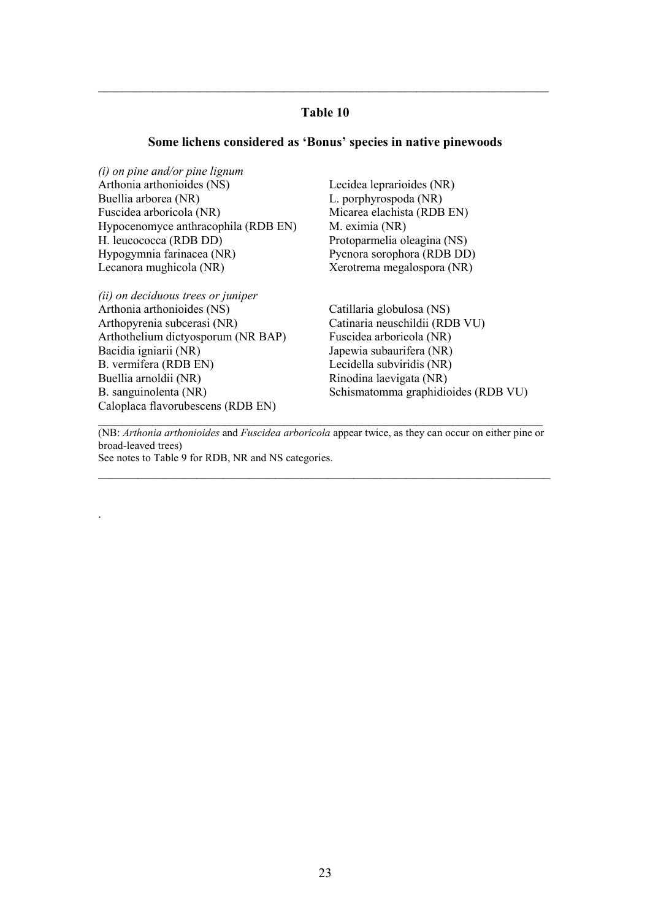## Table 10

### Some lichens considered as 'Bonus' species in native pinewoods

*(i) on pine and/or pine lignum*

Arthonia arthonioides (NS)
Buellia arborea (NR)
Fuscidea arboricola (NR)
Hypocenomyce anthracophila (RDB EN)
H. leucococca (RDB DD)
Hypogymnia farinacea (NR)
Lecanora mughicola (NR)
Lecidea leprarioides (NR)
L. porphyrospoda (NR)
Micarea elachista (RDB EN)
M. eximia (NR)
Protoparmelia oleagina (NS)
Pycnora sorophora (RDB DD)
Xerotrema megalospora (NR)

*(ii) on deciduous trees or juniper*

Arthonia arthonioides (NS)
Arthopyrenia subcerasi (NR)
Arthothelium dictyosporum (NR BAP)
Bacidia igniarii (NR)
B. vermifera (RDB EN)
Buellia arnoldii (NR)
B. sanguinolenta (NR)
Caloplaca flavorubescens (RDB EN)
Catillaria globulosa (NS)
Catinaria neuschildii (RDB VU)
Fuscidea arboricola (NR)
Japewia subaurifera (NR)
Lecidella subviridis (NR)
Rinodina laevigata (NR)
Schismatomma graphidioides (RDB VU)

(NB: *Arthonia arthonioides* and *Fuscidea arboricola* appear twice, as they can occur on either pine or broad-leaved trees)

See notes to Table 9 for RDB, NR and NS categories.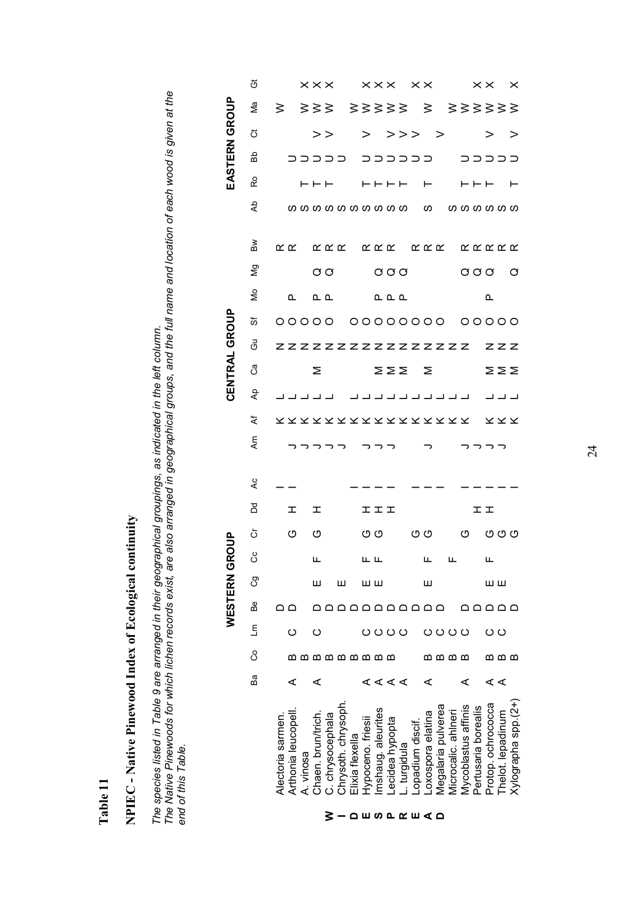# Table 11

## NPIEC - Native Pinewood Index of Ecological continuity

*The species listed in Table 9 are arranged in their geographical groupings, as indicated in the left column. The Native Pinewoods for which lichen records exist, are also arranged in geographical groups, and the full name and location of each wood is given at the end of this Table.*

| | | WESTERN GROUP | | | | | | | | | CENTRAL GROUP | | | | | | | | | EASTERN GROUP | | | | | |
|---|---|---|---|---|---|---|---|---|---|---|---|---|---|---|---|---|---|---|---|---|---|---|---|---|---|
| | | Ba | Co | Lm | Be | Cg | Cc | Cr | Dd | Ac | Am | Af | Ap | Ca | Gu | Sf | Mo | Mg | Bw | Ab | Ro | Bb | Ct | Ma | Gt |
| WIDESPREAD | Alectoria sarmen. | | | | D | | | | | I | | K | L | | | | | | | | | | | W | |
| | Arthonia leucopell. | A | B | C | D | | | G | H | I | J | K | L | | N | O | P | | R | | | | | | |
| | A. vinosa | | B | | | | | | | | J | K | L | | N | O | | | R | S | | U | | | |
| | Chaen. brun/trich. | A | B | C | D | E | F | G | H | | J | K | L | M | N | O | P | Q | R | S | T | U | | W | X |
| | C. chrysocephala | | B | | D | | | | | | J | K | L | | N | O | P | Q | R | S | T | U | V | W | X |
| | Chrysoth. chrysoph. | | B | | D | E | | | | | J | K | | | N | | | | R | S | T | U | V | W | X |
| | Elixia flexella | | B | | D | | | | | I | | K | L | | N | O | | | | S | | U | | | |
| | Hypoceno. friesii | A | B | C | D | E | F | G | H | I | J | K | L | | N | O | | | R | S | T | U | V | W | X |
| | Imshaug. aleurites | A | B | C | D | E | F | G | H | I | J | K | L | M | N | O | P | Q | R | S | T | U | | W | X |
| | Lecidea hypopta | A | B | C | D | | | | H | I | J | K | L | M | N | O | P | Q | R | S | T | U | V | W | X |
| | L. turgidula | A | | C | D | | | | | | | K | L | M | N | O | P | Q | | S | T | U | V | W | |
| | Lopadium discif. | | | | D | | | G | | I | | K | L | | N | O | | | R | | | U | V | | X |
| | Loxospora elatina | A | B | C | D | E | F | G | | I | J | K | L | M | N | O | | | R | S | T | U | | W | X |
| | Megalaria pulverea | | B | C | D | | | | | I | | K | L | | N | O | | | R | | | | V | | |
| | Microcalic. ahlneri | | B | C | | | F | | | | | K | L | | N | | | | | S | | | | W | |
| | Mycoblastus affinis | A | B | C | D | | | G | | I | J | K | L | | N | O | | Q | R | S | T | U | | W | |
| | Pertusaria borealis | | | | D | | | | H | I | J | | | | | O | | Q | R | S | T | U | | W | X |
| | Protop. ochrococca | A | B | C | D | E | F | G | H | I | J | K | L | M | N | O | P | Q | R | S | T | U | V | W | X |
| | Thelot. lepadinum | A | B | C | D | E | | G | | I | J | K | L | M | N | O | | | R | S | | U | | W | |
| | Xylographa spp.(2+) | | B | | D | | | G | | I | | K | L | M | N | O | | Q | R | S | T | U | V | W | X |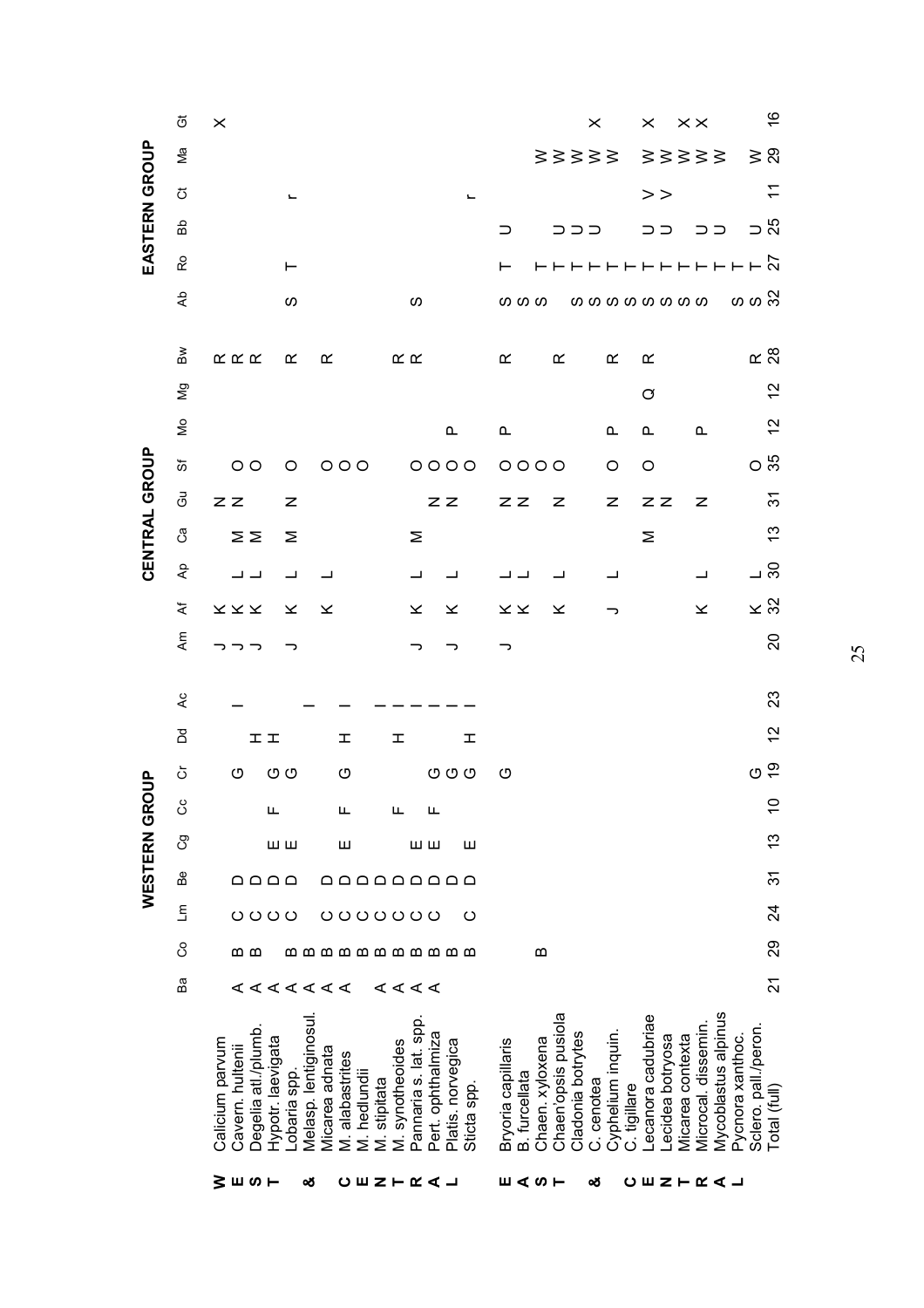| | | WESTERN GROUP | | | | | | | | | CENTRAL GROUP | | | | | | | | | EASTERN GROUP | | | | | |
|---|---|---|---|---|---|---|---|---|---|---|---|---|---|---|---|---|---|---|---|---|---|---|---|---|---|
| | | Ba | Co | Lm | Be | Cg | Cc | Cr | Dd | Ac | Am | Af | Ap | Ca | Gu | Sf | Mo | Mg | Bw | Ab | Ro | Bb | Ct | Ma | Gt |
| WEST & CENTRAL | Calicium parvum | | | | | | | | | | | | | | | | | | | | | | | | X |
| | Cavern. hultenii | A | B | C | D | | | G | | I | J | K | L | | N | | | | R | | | | | | |
| | Degelia atl./plumb. | A | B | C | D | | | | H | | J | K | L | M | N | O | | | R | | | | | | |
| | Hypotr. laevigata | A | | C | D | E | | G | H | | J | K | | M | | O | | | R | | | | | | |
| | Lobaria spp. | A | B | C | D | E | F | G | | | J | K | L | M | N | O | | | R | S | T | | r | | |
| | Melasp. lentiginosul. | A | B | | | | | | | I | | | | | | | | | | | | | | | |
| | Micarea adnata | A | B | C | D | | | | | I | | K | L | | | O | | | R | | | | | | |
| | M. alabastrites | A | B | C | D | E | F | G | H | | | | | | | O | | | | | | | | | |
| | M. hedlundii | | B | C | D | | | | | I | | | | | | O | | | | | | | | | |
| | M. stipitata | A | B | C | D | | | | | I | | | | | | | | | | | | | | | |
| | M. synotheoides | A | B | C | D | | F | | H | I | | | | | | | | | | | | | | | |
| | Pannaria s. lat. spp. | A | B | C | D | E | | | | I | J | K | L | M | | O | | | R | S | | | | | |
| | Pert. ophthalmiza | A | B | C | D | E | F | G | | I | | | | | N | O | | | R | | | | | | |
| | Platis. norvegica | | B | | D | | | G | | I | J | K | L | | N | O | P | | | | | | | | |
| | Sticta spp. | | B | C | D | E | | G | H | I | | | | | | O | | | | | | | r | | |
| EAST & CENTRAL | Bryoria capillaris | | | | | | | G | | | J | K | L | | N | O | P | | R | S | T | U | | | |
| | B. furcellata | | | | | | | | | | | K | L | | N | O | | | | S | | | | | |
| | Chaen. xyloxena | | B | | | | | | | | | | | | | O | | | | S | T | | | W | |
| | Chaen'opsis pusiola | | | | | | | | | | | K | L | | N | O | | | R | | T | U | | W | |
| | Cladonia botrytes | | | | | | | | | | | | | | | | | | | S | T | U | | W | |
| | C. cenotea | | | | | | | | | | | | | | | | | | | S | T | U | | W | X |
| | Cyphelium inquin. | | | | | | | | | | | J | L | | N | O | P | | R | S | T | | | W | |
| | C. tigillare | | | | | | | | | | | | | | | | | | | S | T | | | | |
| | Lecanora cadubriae | | | | | | | | | | | | | M | N | O | P | Q | R | S | T | U | V | W | X |
| | Lecidea botryosa | | | | | | | | | | | | | | N | | | | | S | T | U | V | W | |
| | Micarea contexta | | | | | | | | | | | | | | | | | | | S | T | | | W | X |
| | Microcal. dissemin. | | | | | | | | | | | K | L | | N | | P | | | S | T | U | | W | X |
| | Mycoblastus alpinus | | | | | | | | | | | | | | | | | | | | T | U | | W | |
| | Pycnora xanthoc. | | | | | | | | | | | | | | | | | | | S | T | | | | |
| | Sclero. pall./peron. | | | | | | | G | | | | K | L | | | O | | | R | S | T | U | | W | |
| | Total (full) | 21 | 29 | 24 | 31 | 13 | 10 | 19 | 12 | 23 | 20 | 32 | 30 | 13 | 31 | 35 | 12 | 12 | 28 | 32 | 27 | 25 | 11 | 29 | 16 |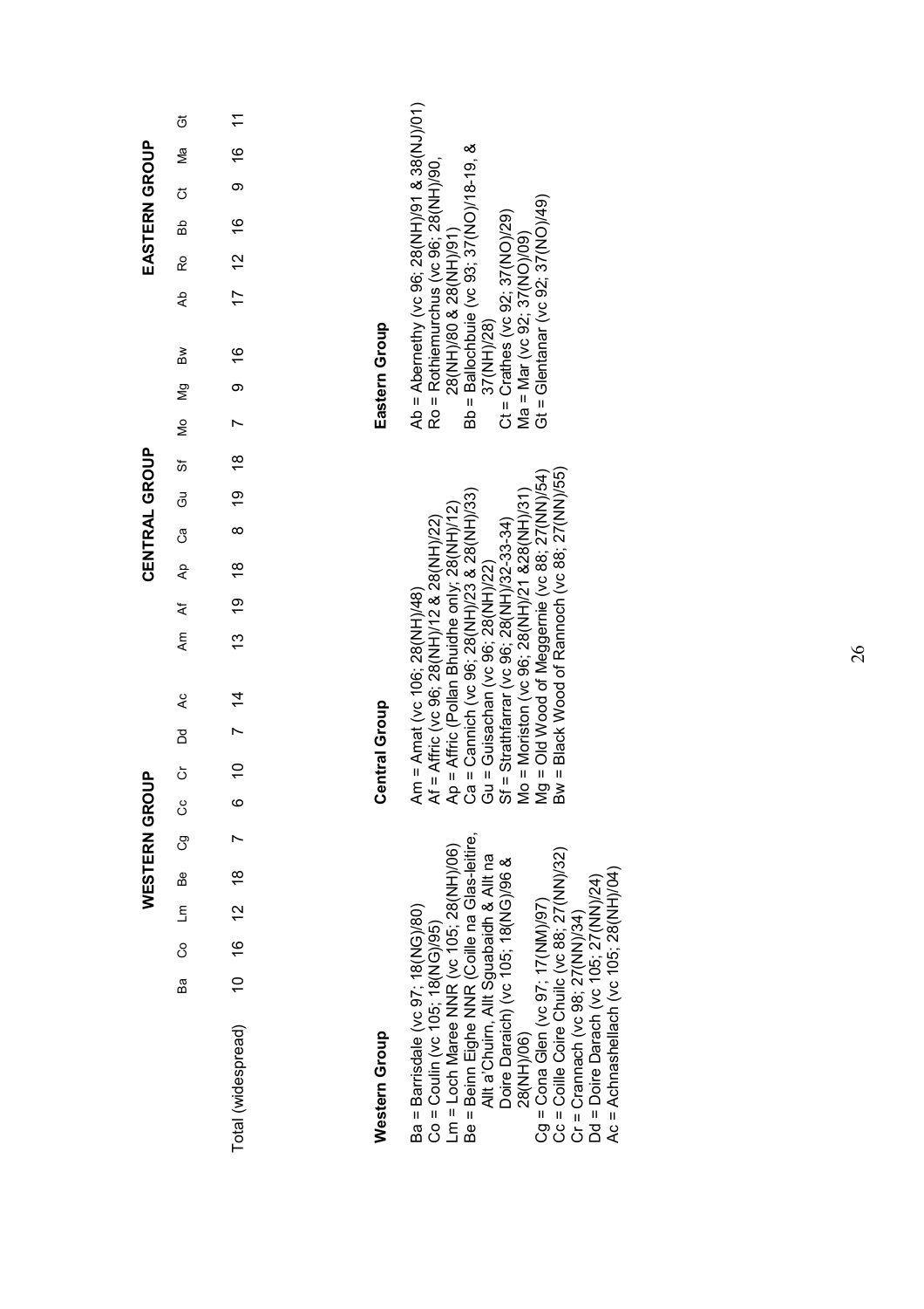| | WESTERN GROUP | | | | | | | | | CENTRAL GROUP | | | | | | | | | EASTERN GROUP | | | | | |
|---|---|---|---|---|---|---|---|---|---|---|---|---|---|---|---|---|---|---|---|---|---|---|---|---|
| | Ba | Co | Lm | Be | Cg | Cc | Cr | Dd | Ac | Am | Af | Ap | Ca | Gu | Sf | Mo | Mg | Bw | Ab | Ro | Bb | Ct | Ma | Gt |
| Total (widespread) | 10 | 16 | 12 | 18 | 7 | 6 | 10 | 7 | 14 | 13 | 19 | 18 | 8 | 19 | 18 | 7 | 9 | 16 | 17 | 12 | 16 | 9 | 16 | 11 |

**Western Group**

Ba = Barrisdale (vc 97; 18(NG)/80)
Co = Coulin (vc 105; 18(NG)/95)
Lm = Loch Maree NNR (vc 105; 28(NH)/06)
Be = Beinn Eighe NNR (Coille na Glas-leitire, Allt a'Chuirn, Allt Sguabaidh & Allt na Doire Daraich) (vc 105; 18(NG)/96 & 28(NH)/06)
Cg = Cona Glen (vc 97; 17(NM)/97)
Cc = Coille Coire Chuilc (vc 88; 27(NN)/32)
Cr = Crannach (vc 98; 27(NN)/34)
Dd = Doire Darach (vc 105; 27(NN)/24)
Ac = Achnashellach (vc 105; 28(NH)/04)

**Central Group**

Am = Amat (vc 106; 28(NH)/48)
Af = Affric (vc 96; 28(NH)/12 & 28(NH)/22)
Ap = Affric (Pollan Bhuidhe only; 28(NH)/12)
Ca = Cannich (vc 96; 28(NH)/23 & 28(NH)/33)
Gu = Guisachan (vc 96; 28(NH)/22)
Sf = Strathfarrar (vc 96; 28(NH)/32-33-34)
Mo = Moriston (vc 96; 28(NH)/21 &28(NH)/31)
Mg = Old Wood of Meggernie (vc 88; 27(NN)/54)
Bw = Black Wood of Rannoch (vc 88; 27(NN)/55)

**Eastern Group**

Ab = Abernethy (vc 96; 28(NH)/91 & 38(NJ)/01)
Ro = Rothiemurchus (vc 96; 28(NH)/90, 28(NH)/80 & 28(NH)/91)
Bb = Ballochbuie (vc 93; 37(NO)/18-19, & 37(NH)/28)
Ct = Crathes (vc 92; 37(NO)/29)
Ma = Mar (vc 92; 37(NO)/09)
Gt = Glentanar (vc 92; 37(NO)/49)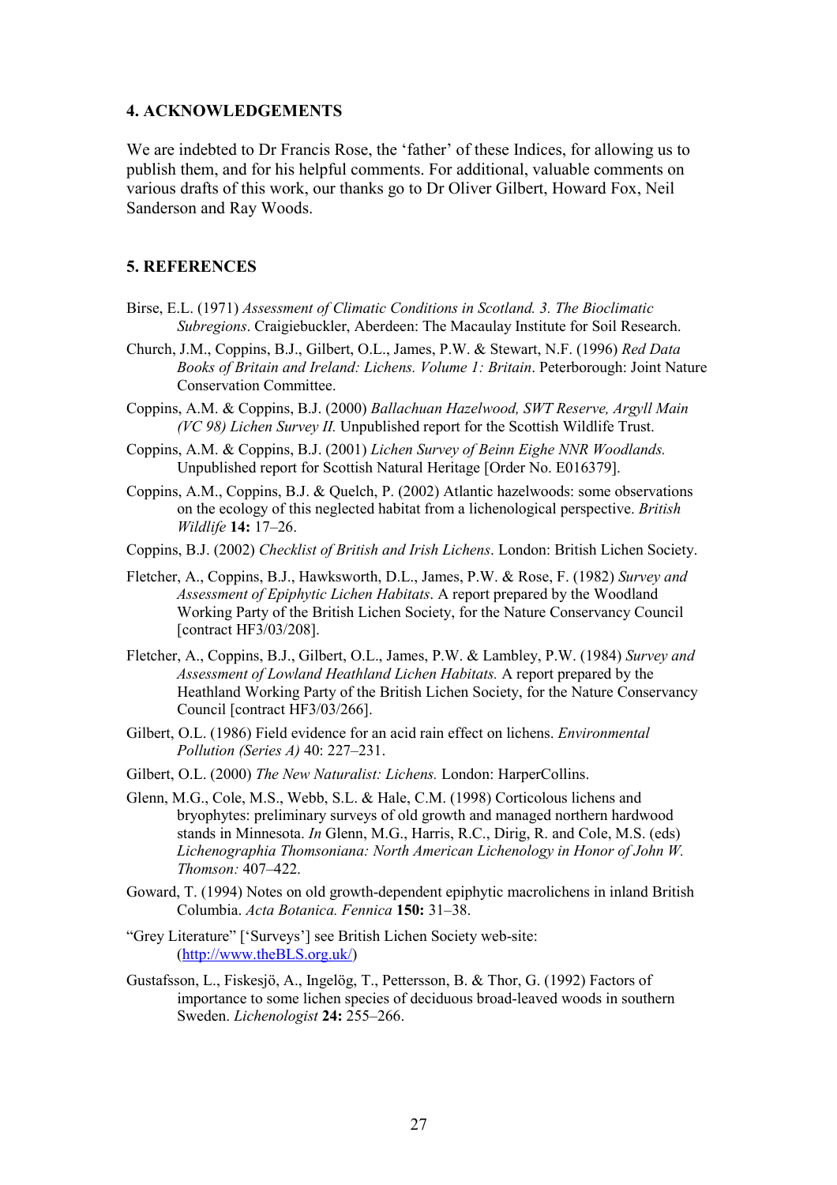## 4. ACKNOWLEDGEMENTS

We are indebted to Dr Francis Rose, the 'father' of these Indices, for allowing us to publish them, and for his helpful comments. For additional, valuable comments on various drafts of this work, our thanks go to Dr Oliver Gilbert, Howard Fox, Neil Sanderson and Ray Woods.

## 5. REFERENCES

Birse, E.L. (1971) *Assessment of Climatic Conditions in Scotland. 3. The Bioclimatic Subregions*. Craigiebuckler, Aberdeen: The Macaulay Institute for Soil Research.

Church, J.M., Coppins, B.J., Gilbert, O.L., James, P.W. & Stewart, N.F. (1996) *Red Data Books of Britain and Ireland: Lichens. Volume 1: Britain*. Peterborough: Joint Nature Conservation Committee.

Coppins, A.M. & Coppins, B.J. (2000) *Ballachuan Hazelwood, SWT Reserve, Argyll Main (VC 98) Lichen Survey II.* Unpublished report for the Scottish Wildlife Trust.

Coppins, A.M. & Coppins, B.J. (2001) *Lichen Survey of Beinn Eighe NNR Woodlands.* Unpublished report for Scottish Natural Heritage [Order No. E016379].

Coppins, A.M., Coppins, B.J. & Quelch, P. (2002) Atlantic hazelwoods: some observations on the ecology of this neglected habitat from a lichenological perspective. *British Wildlife* **14:** 17–26.

Coppins, B.J. (2002) *Checklist of British and Irish Lichens*. London: British Lichen Society.

Fletcher, A., Coppins, B.J., Hawksworth, D.L., James, P.W. & Rose, F. (1982) *Survey and Assessment of Epiphytic Lichen Habitats*. A report prepared by the Woodland Working Party of the British Lichen Society, for the Nature Conservancy Council [contract HF3/03/208].

Fletcher, A., Coppins, B.J., Gilbert, O.L., James, P.W. & Lambley, P.W. (1984) *Survey and Assessment of Lowland Heathland Lichen Habitats.* A report prepared by the Heathland Working Party of the British Lichen Society, for the Nature Conservancy Council [contract HF3/03/266].

Gilbert, O.L. (1986) Field evidence for an acid rain effect on lichens. *Environmental Pollution (Series A)* 40: 227–231.

Gilbert, O.L. (2000) *The New Naturalist: Lichens.* London: HarperCollins.

Glenn, M.G., Cole, M.S., Webb, S.L. & Hale, C.M. (1998) Corticolous lichens and bryophytes: preliminary surveys of old growth and managed northern hardwood stands in Minnesota. *In* Glenn, M.G., Harris, R.C., Dirig, R. and Cole, M.S. (eds) *Lichenographia Thomsoniana: North American Lichenology in Honor of John W. Thomson:* 407–422.

Goward, T. (1994) Notes on old growth-dependent epiphytic macrolichens in inland British Columbia. *Acta Botanica. Fennica* **150:** 31–38.

"Grey Literature" ['Surveys'] see British Lichen Society web-site: (http://www.theBLS.org.uk/)

Gustafsson, L., Fiskesjö, A., Ingelög, T., Pettersson, B. & Thor, G. (1992) Factors of importance to some lichen species of deciduous broad-leaved woods in southern Sweden. *Lichenologist* **24:** 255–266.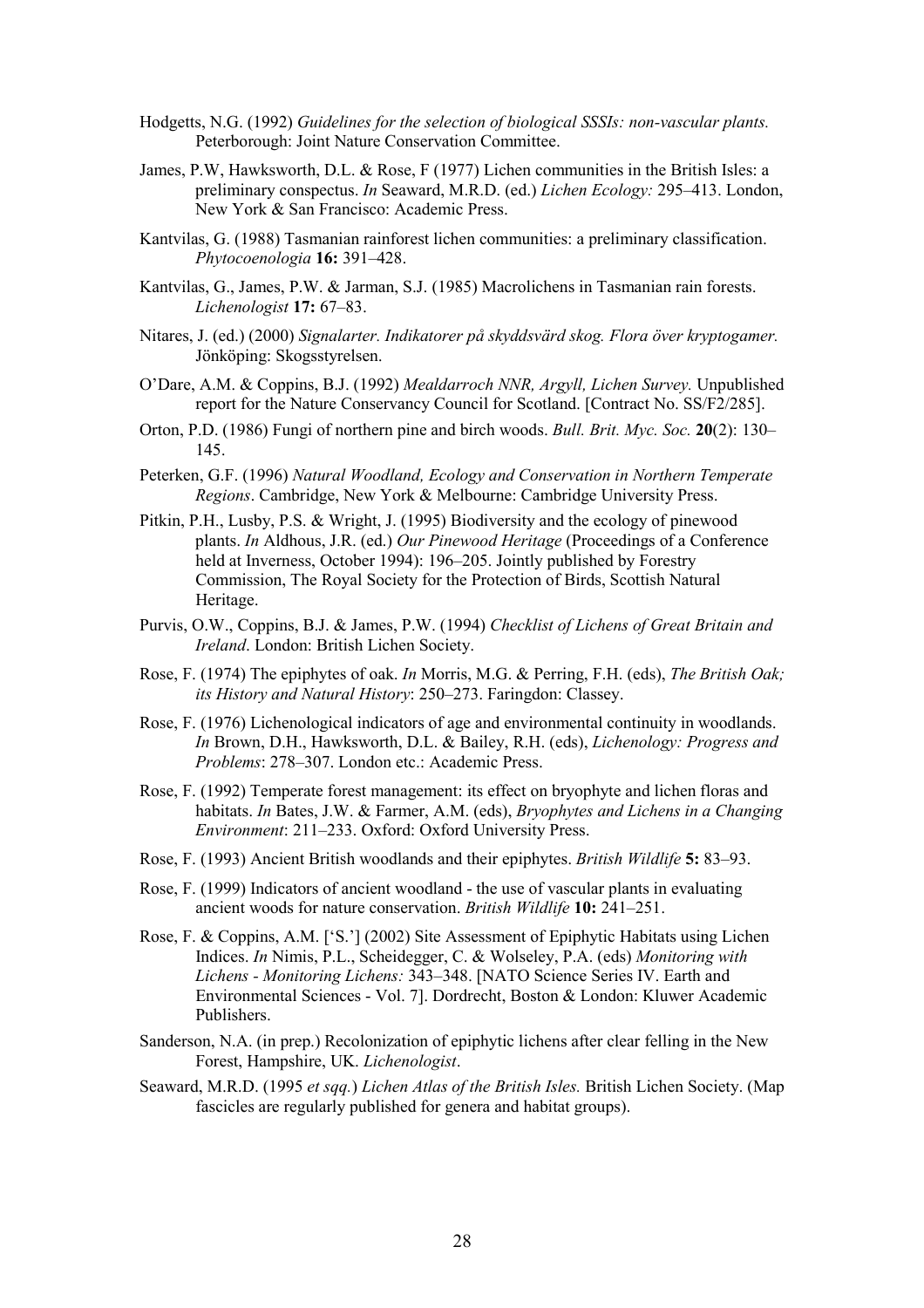Hodgetts, N.G. (1992) *Guidelines for the selection of biological SSSIs: non-vascular plants.* Peterborough: Joint Nature Conservation Committee.

James, P.W, Hawksworth, D.L. & Rose, F (1977) Lichen communities in the British Isles: a preliminary conspectus. *In* Seaward, M.R.D. (ed.) *Lichen Ecology:* 295–413. London, New York & San Francisco: Academic Press.

Kantvilas, G. (1988) Tasmanian rainforest lichen communities: a preliminary classification. *Phytocoenologia* **16:** 391–428.

Kantvilas, G., James, P.W. & Jarman, S.J. (1985) Macrolichens in Tasmanian rain forests. *Lichenologist* **17:** 67–83.

Nitares, J. (ed.) (2000) *Signalarter. Indikatorer på skyddsvärd skog. Flora över kryptogamer.* Jönköping: Skogsstyrelsen.

O'Dare, A.M. & Coppins, B.J. (1992) *Mealdarroch NNR, Argyll, Lichen Survey.* Unpublished report for the Nature Conservancy Council for Scotland. [Contract No. SS/F2/285].

Orton, P.D. (1986) Fungi of northern pine and birch woods. *Bull. Brit. Myc. Soc.* **20**(2): 130–145.

Peterken, G.F. (1996) *Natural Woodland, Ecology and Conservation in Northern Temperate Regions*. Cambridge, New York & Melbourne: Cambridge University Press.

Pitkin, P.H., Lusby, P.S. & Wright, J. (1995) Biodiversity and the ecology of pinewood plants. *In* Aldhous, J.R. (ed.) *Our Pinewood Heritage* (Proceedings of a Conference held at Inverness, October 1994): 196–205. Jointly published by Forestry Commission, The Royal Society for the Protection of Birds, Scottish Natural Heritage.

Purvis, O.W., Coppins, B.J. & James, P.W. (1994) *Checklist of Lichens of Great Britain and Ireland*. London: British Lichen Society.

Rose, F. (1974) The epiphytes of oak. *In* Morris, M.G. & Perring, F.H. (eds), *The British Oak; its History and Natural History*: 250–273. Faringdon: Classey.

Rose, F. (1976) Lichenological indicators of age and environmental continuity in woodlands. *In* Brown, D.H., Hawksworth, D.L. & Bailey, R.H. (eds), *Lichenology: Progress and Problems*: 278–307. London etc.: Academic Press.

Rose, F. (1992) Temperate forest management: its effect on bryophyte and lichen floras and habitats. *In* Bates, J.W. & Farmer, A.M. (eds), *Bryophytes and Lichens in a Changing Environment*: 211–233. Oxford: Oxford University Press.

Rose, F. (1993) Ancient British woodlands and their epiphytes. *British Wildlife* **5:** 83–93.

Rose, F. (1999) Indicators of ancient woodland - the use of vascular plants in evaluating ancient woods for nature conservation. *British Wildlife* **10:** 241–251.

Rose, F. & Coppins, A.M. ['S.'] (2002) Site Assessment of Epiphytic Habitats using Lichen Indices. *In* Nimis, P.L., Scheidegger, C. & Wolseley, P.A. (eds) *Monitoring with Lichens - Monitoring Lichens:* 343–348. [NATO Science Series IV. Earth and Environmental Sciences - Vol. 7]. Dordrecht, Boston & London: Kluwer Academic Publishers.

Sanderson, N.A. (in prep.) Recolonization of epiphytic lichens after clear felling in the New Forest, Hampshire, UK. *Lichenologist*.

Seaward, M.R.D. (1995 *et sqq.*) *Lichen Atlas of the British Isles.* British Lichen Society. (Map fascicles are regularly published for genera and habitat groups).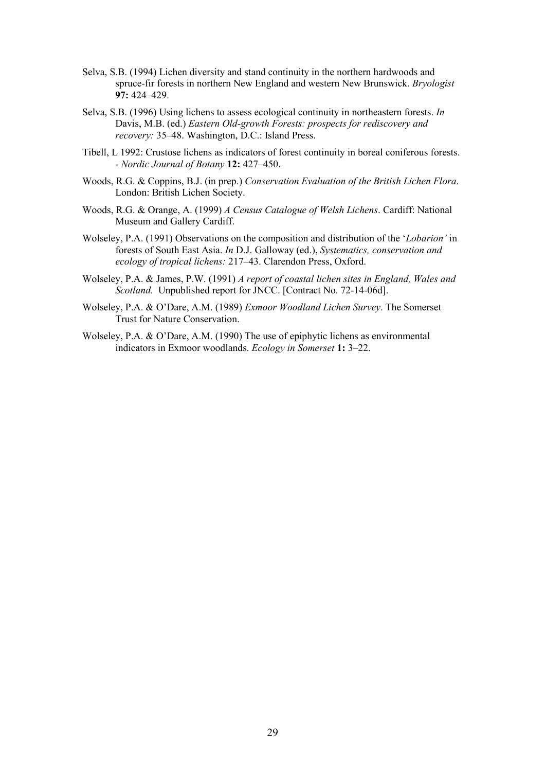Selva, S.B. (1994) Lichen diversity and stand continuity in the northern hardwoods and spruce-fir forests in northern New England and western New Brunswick. *Bryologist* **97:** 424–429.

Selva, S.B. (1996) Using lichens to assess ecological continuity in northeastern forests. *In* Davis, M.B. (ed.) *Eastern Old-growth Forests: prospects for rediscovery and recovery:* 35–48. Washington, D.C.: Island Press.

Tibell, L 1992: Crustose lichens as indicators of forest continuity in boreal coniferous forests. - *Nordic Journal of Botany* **12:** 427–450.

Woods, R.G. & Coppins, B.J. (in prep.) *Conservation Evaluation of the British Lichen Flora*. London: British Lichen Society.

Woods, R.G. & Orange, A. (1999) *A Census Catalogue of Welsh Lichens*. Cardiff: National Museum and Gallery Cardiff.

Wolseley, P.A. (1991) Observations on the composition and distribution of the '*Lobarion'* in forests of South East Asia. *In* D.J. Galloway (ed.), *Systematics, conservation and ecology of tropical lichens:* 217–43. Clarendon Press, Oxford.

Wolseley, P.A. & James, P.W. (1991) *A report of coastal lichen sites in England, Wales and Scotland.* Unpublished report for JNCC. [Contract No. 72-14-06d].

Wolseley, P.A. & O'Dare, A.M. (1989) *Exmoor Woodland Lichen Survey*. The Somerset Trust for Nature Conservation.

Wolseley, P.A. & O'Dare, A.M. (1990) The use of epiphytic lichens as environmental indicators in Exmoor woodlands. *Ecology in Somerset* **1:** 3–22.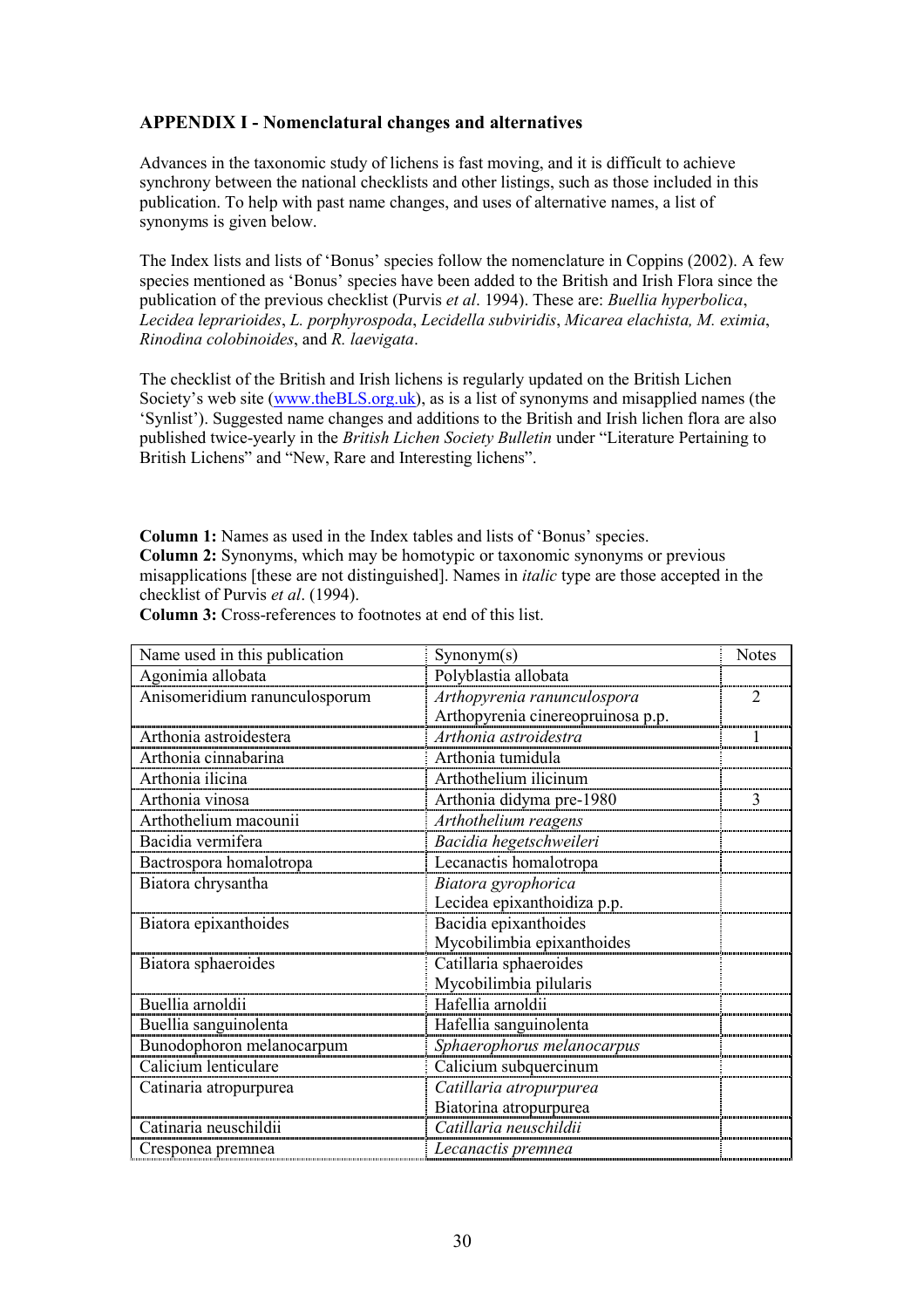### APPENDIX I - Nomenclatural changes and alternatives

Advances in the taxonomic study of lichens is fast moving, and it is difficult to achieve synchrony between the national checklists and other listings, such as those included in this publication. To help with past name changes, and uses of alternative names, a list of synonyms is given below.

The Index lists and lists of 'Bonus' species follow the nomenclature in Coppins (2002). A few species mentioned as 'Bonus' species have been added to the British and Irish Flora since the publication of the previous checklist (Purvis *et al*. 1994). These are: *Buellia hyperbolica*, *Lecidea leprarioides*, *L. porphyrospoda*, *Lecidella subviridis*, *Micarea elachista, M. eximia*, *Rinodina colobinoides*, and *R. laevigata*.

The checklist of the British and Irish lichens is regularly updated on the British Lichen Society's web site (www.theBLS.org.uk), as is a list of synonyms and misapplied names (the 'Synlist'). Suggested name changes and additions to the British and Irish lichen flora are also published twice-yearly in the *British Lichen Society Bulletin* under "Literature Pertaining to British Lichens" and "New, Rare and Interesting lichens".

**Column 1:** Names as used in the Index tables and lists of 'Bonus' species.
**Column 2:** Synonyms, which may be homotypic or taxonomic synonyms or previous misapplications [these are not distinguished]. Names in *italic* type are those accepted in the checklist of Purvis *et al*. (1994).
**Column 3:** Cross-references to footnotes at end of this list.

| Name used in this publication | Synonym(s) | Notes |
|---|---|---|
| Agonimia allobata | Polyblastia allobata | |
| Anisomeridium ranunculosporum | *Arthopyrenia ranunculospora*<br>Arthopyrenia cinereopruinosa p.p. | 2 |
| Arthonia astroidestera | *Arthonia astroidestra* | 1 |
| Arthonia cinnabarina | Arthonia tumidula | |
| Arthonia ilicina | Arthothelium ilicinum | |
| Arthonia vinosa | Arthonia didyma pre-1980 | 3 |
| Arthothelium macounii | *Arthothelium reagens* | |
| Bacidia vermifera | *Bacidia hegetschweileri* | |
| Bactrospora homalotropa | Lecanactis homalotropa | |
| Biatora chrysantha | *Biatora gyrophorica*<br>Lecidea epixanthoidiza p.p. | |
| Biatora epixanthoides | Bacidia epixanthoides<br>Mycobilimbia epixanthoides | |
| Biatora sphaeroides | Catillaria sphaeroides<br>Mycobilimbia pilularis | |
| Buellia arnoldii | Hafellia arnoldii | |
| Buellia sanguinolenta | Hafellia sanguinolenta | |
| Bunodophoron melanocarpum | *Sphaerophorus melanocarpus* | |
| Calicium lenticulare | Calicium subquercinum | |
| Catinaria atropurpurea | *Catillaria atropurpurea*<br>Biatorina atropurpurea | |
| Catinaria neuschildii | *Catillaria neuschildii* | |
| Cresponea premnea | *Lecanactis premnea* | |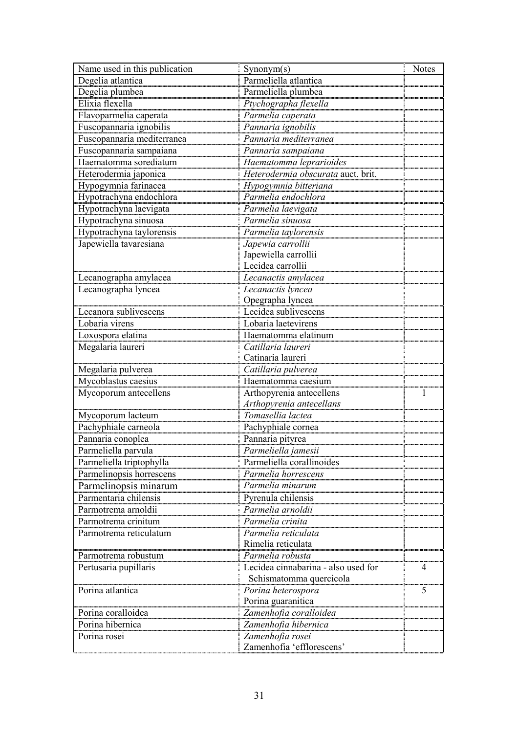| Name used in this publication | Synonym(s) | Notes |
|---|---|---|
| Degelia atlantica | Parmeliella atlantica | |
| Degelia plumbea | Parmeliella plumbea | |
| Elixia flexella | *Ptychographa flexella* | |
| Flavoparmelia caperata | *Parmelia caperata* | |
| Fuscopannaria ignobilis | *Pannaria ignobilis* | |
| Fuscopannaria mediterranea | *Pannaria mediterranea* | |
| Fuscopannaria sampaiana | *Pannaria sampaiana* | |
| Haematomma sorediatum | *Haematomma leprarioides* | |
| Heterodermia japonica | *Heterodermia obscurata* auct. brit. | |
| Hypogymnia farinacea | *Hypogymnia bitteriana* | |
| Hypotrachyna endochlora | *Parmelia endochlora* | |
| Hypotrachyna laevigata | *Parmelia laevigata* | |
| Hypotrachyna sinuosa | *Parmelia sinuosa* | |
| Hypotrachyna taylorensis | *Parmelia taylorensis* | |
| Japewiella tavaresiana | *Japewia carrollii*<br>Japewiella carrollii<br>Lecidea carrollii | |
| Lecanographa amylacea | *Lecanactis amylacea* | |
| Lecanographa lyncea | *Lecanactis lyncea*<br>Opegrapha lyncea | |
| Lecanora sublivescens | Lecidea sublivescens | |
| Lobaria virens | Lobaria laetevirens | |
| Loxospora elatina | Haematomma elatinum | |
| Megalaria laureri | *Catillaria laureri*<br>Catinaria laureri | |
| Megalaria pulverea | *Catillaria pulverea* | |
| Mycoblastus caesius | Haematomma caesium | |
| Mycoporum antecellens | Arthopyrenia antecellens<br>*Arthopyrenia antecellans* | 1 |
| Mycoporum lacteum | *Tomasellia lactea* | |
| Pachyphiale carneola | Pachyphiale cornea | |
| Pannaria conoplea | Pannaria pityrea | |
| Parmeliella parvula | *Parmeliella jamesii* | |
| Parmeliella triptophylla | Parmeliella corallinoides | |
| Parmelinopsis horrescens | *Parmelia horrescens* | |
| Parmelinopsis minarum | *Parmelia minarum* | |
| Parmentaria chilensis | Pyrenula chilensis | |
| Parmotrema arnoldii | *Parmelia arnoldii* | |
| Parmotrema crinitum | *Parmelia crinita* | |
| Parmotrema reticulatum | *Parmelia reticulata*<br>Rimelia reticulata | |
| Parmotrema robustum | *Parmelia robusta* | |
| Pertusaria pupillaris | Lecidea cinnabarina - also used for Schismatomma quercicola | 4 |
| Porina atlantica | *Porina heterospora*<br>Porina guaranitica | 5 |
| Porina coralloidea | *Zamenhofia coralloidea* | |
| Porina hibernica | *Zamenhofia hibernica* | |
| Porina rosei | *Zamenhofia rosei*<br>Zamenhofia 'efflorescens' | |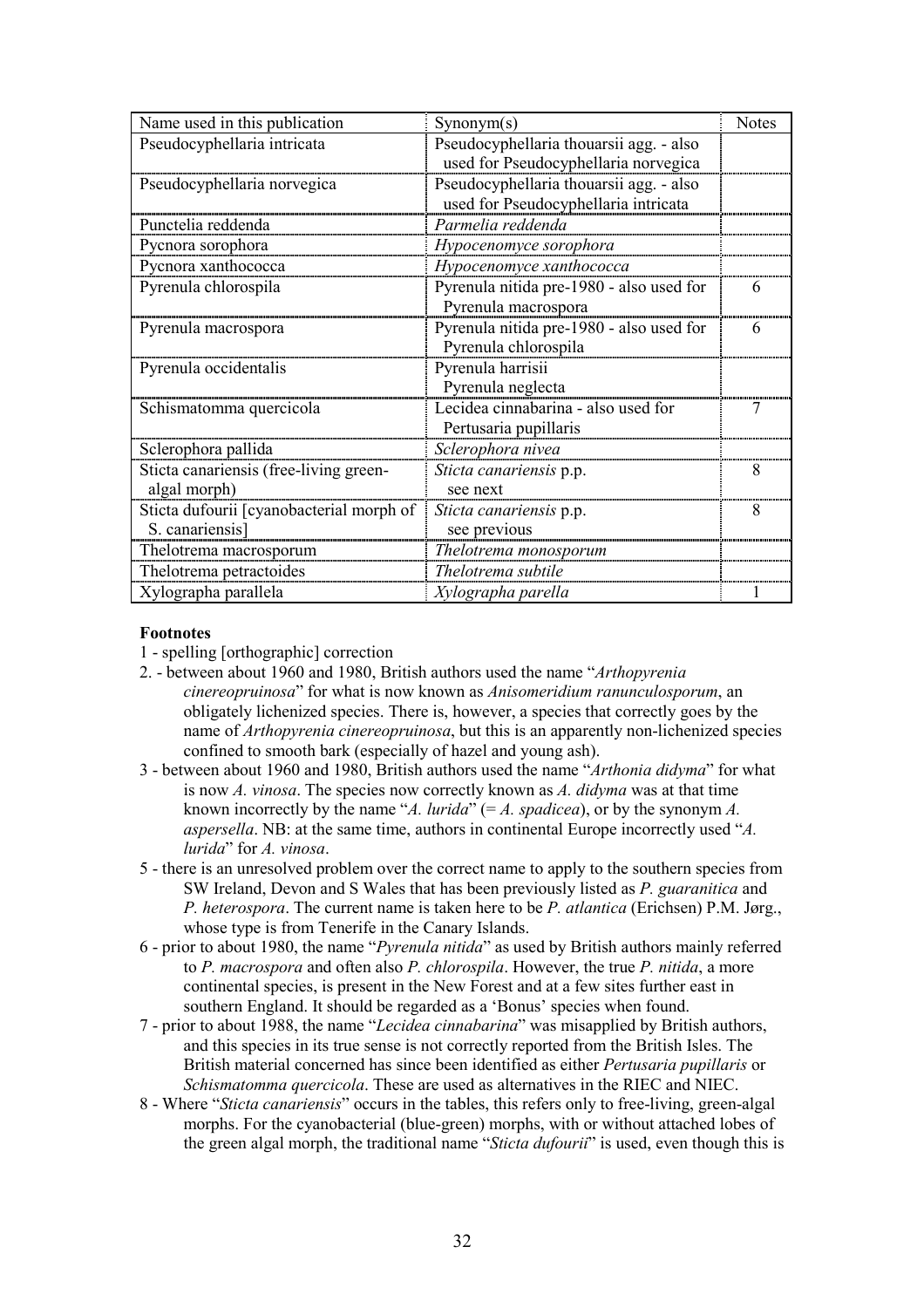| Name used in this publication | Synonym(s) | Notes |
|---|---|---|
| Pseudocyphellaria intricata | Pseudocyphellaria thouarsii agg. - also used for Pseudocyphellaria norvegica | |
| Pseudocyphellaria norvegica | Pseudocyphellaria thouarsii agg. - also used for Pseudocyphellaria intricata | |
| Punctelia reddenda | *Parmelia reddenda* | |
| Pycnora sorophora | *Hypocenomyce sorophora* | |
| Pycnora xanthococca | *Hypocenomyce xanthococca* | |
| Pyrenula chlorospila | Pyrenula nitida pre-1980 - also used for Pyrenula macrospora | 6 |
| Pyrenula macrospora | Pyrenula nitida pre-1980 - also used for Pyrenula chlorospila | 6 |
| Pyrenula occidentalis | Pyrenula harrisii Pyrenula neglecta | |
| Schismatomma quercicola | Lecidea cinnabarina - also used for Pertusaria pupillaris | 7 |
| Sclerophora pallida | *Sclerophora nivea* | |
| Sticta canariensis (free-living green-algal morph) | *Sticta canariensis* p.p. see next | 8 |
| Sticta dufourii [cyanobacterial morph of S. canariensis] | *Sticta canariensis* p.p. see previous | 8 |
| Thelotrema macrosporum | *Thelotrema monosporum* | |
| Thelotrema petractoides | *Thelotrema subtile* | |
| Xylographa parallela | *Xylographa parella* | 1 |

**Footnotes**

1 - spelling [orthographic] correction

2. - between about 1960 and 1980, British authors used the name "*Arthopyrenia cinereopruinosa*" for what is now known as *Anisomeridium ranunculosporum*, an obligately lichenized species. There is, however, a species that correctly goes by the name of *Arthopyrenia cinereopruinosa*, but this is an apparently non-lichenized species confined to smooth bark (especially of hazel and young ash).

3 - between about 1960 and 1980, British authors used the name "*Arthonia didyma*" for what is now *A. vinosa*. The species now correctly known as *A. didyma* was at that time known incorrectly by the name "*A. lurida*" (= *A. spadicea*), or by the synonym *A. aspersella*. NB: at the same time, authors in continental Europe incorrectly used "*A. lurida*" for *A. vinosa*.

5 - there is an unresolved problem over the correct name to apply to the southern species from SW Ireland, Devon and S Wales that has been previously listed as *P. guaranitica* and *P. heterospora*. The current name is taken here to be *P. atlantica* (Erichsen) P.M. Jørg., whose type is from Tenerife in the Canary Islands.

6 - prior to about 1980, the name "*Pyrenula nitida*" as used by British authors mainly referred to *P. macrospora* and often also *P. chlorospila*. However, the true *P. nitida*, a more continental species, is present in the New Forest and at a few sites further east in southern England. It should be regarded as a 'Bonus' species when found.

7 - prior to about 1988, the name "*Lecidea cinnabarina*" was misapplied by British authors, and this species in its true sense is not correctly reported from the British Isles. The British material concerned has since been identified as either *Pertusaria pupillaris* or *Schismatomma quercicola*. These are used as alternatives in the RIEC and NIEC.

8 - Where "*Sticta canariensis*" occurs in the tables, this refers only to free-living, green-algal morphs. For the cyanobacterial (blue-green) morphs, with or without attached lobes of the green algal morph, the traditional name "*Sticta dufourii*" is used, even though this is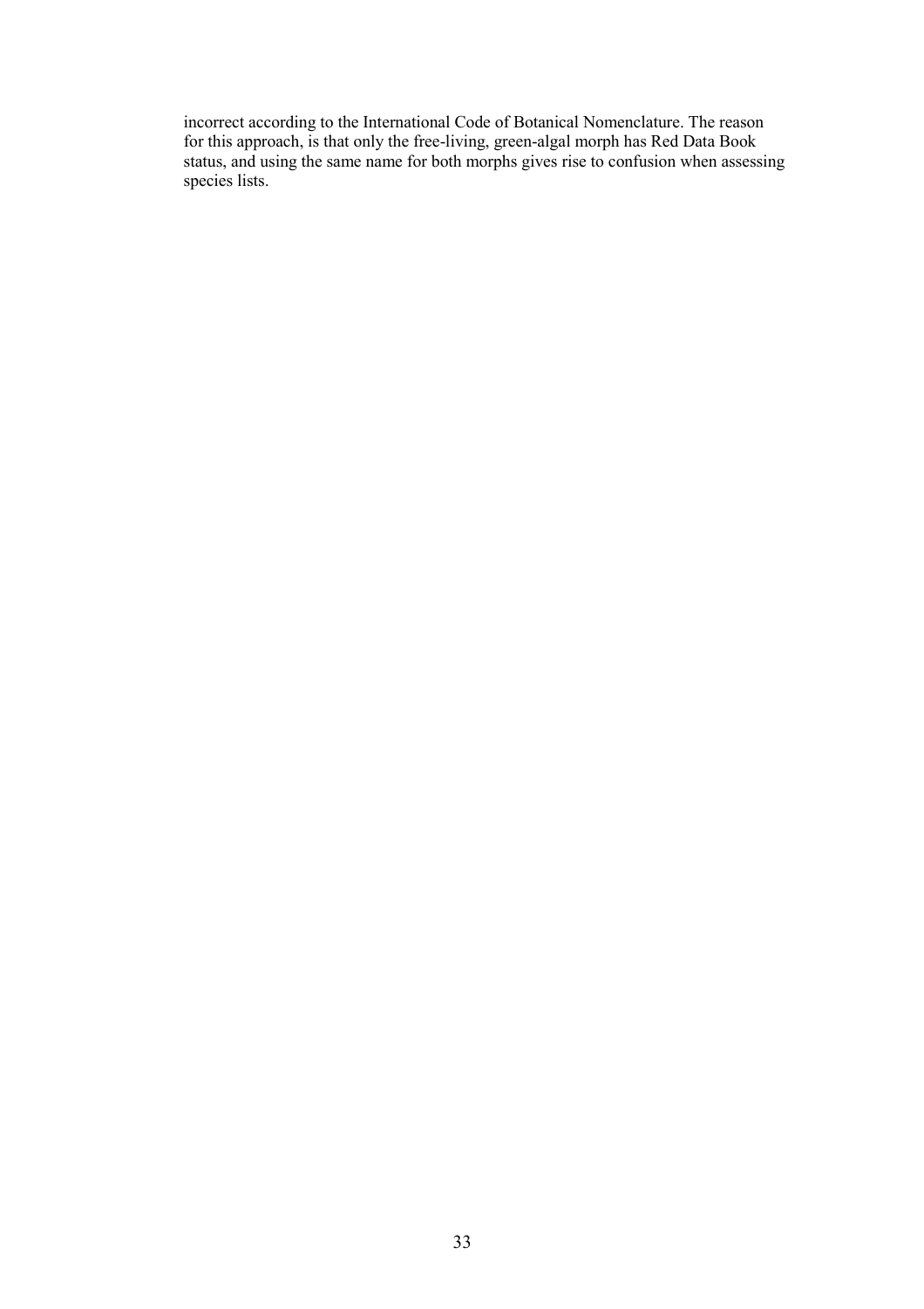incorrect according to the International Code of Botanical Nomenclature. The reason for this approach, is that only the free-living, green-algal morph has Red Data Book status, and using the same name for both morphs gives rise to confusion when assessing species lists.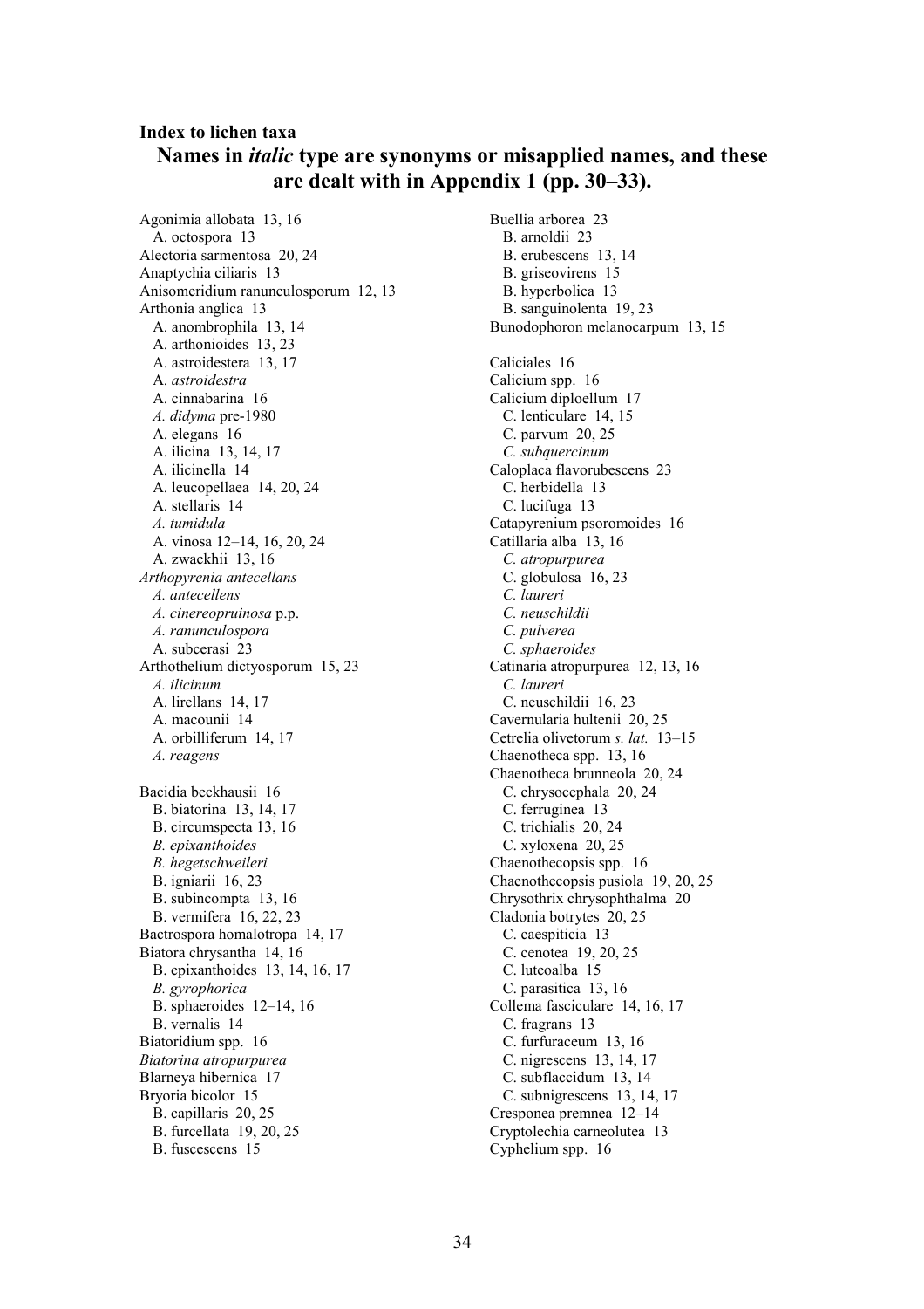## Index to lichen taxa

### Names in *italic* type are synonyms or misapplied names, and these are dealt with in Appendix 1 (pp. 30–33).

Agonimia allobata 13, 16
  A. octospora 13
Alectoria sarmentosa 20, 24
Anaptychia ciliaris 13
Anisomeridium ranunculosporum 12, 13
Arthonia anglica 13
  A. anombrophila 13, 14
  A. arthonioides 13, 23
  A. astroidestera 13, 17
  *A. astroidestra*
  A. cinnabarina 16
  *A. didyma* pre-1980
  A. elegans 16
  A. ilicina 13, 14, 17
  A. ilicinella 14
  A. leucopellaea 14, 20, 24
  A. stellaris 14
  *A. tumidula*
  A. vinosa 12–14, 16, 20, 24
  A. zwackhii 13, 16
*Arthopyrenia antecellans*
  *A. antecellens*
  *A. cinereopruinosa* p.p.
  *A. ranunculospora*
  A. subcerasi 23
Arthothelium dictyosporum 15, 23
  *A. ilicinum*
  A. lirellans 14, 17
  A. macounii 14
  A. orbilliferum 14, 17
  *A. reagens*

Bacidia beckhausii 16
  B. biatorina 13, 14, 17
  B. circumspecta 13, 16
  *B. epixanthoides*
  *B. hegetschweileri*
  B. igniarii 16, 23
  B. subincompta 13, 16
  B. vermifera 16, 22, 23
Bactrospora homalotropa 14, 17
Biatora chrysantha 14, 16
  B. epixanthoides 13, 14, 16, 17
  *B. gyrophorica*
  B. sphaeroides 12–14, 16
  B. vernalis 14
Biatoridium spp. 16
*Biatorina atropurpurea*
Blarneya hibernica 17
Bryoria bicolor 15
  B. capillaris 20, 25
  B. furcellata 19, 20, 25
  B. fuscescens 15

Buellia arborea 23
  B. arnoldii 23
  B. erubescens 13, 14
  B. griseovirens 15
  B. hyperbolica 13
  B. sanguinolenta 19, 23
Bunodophoron melanocarpum 13, 15

Caliciales 16
Calicium spp. 16
Calicium diploellum 17
  C. lenticulare 14, 15
  C. parvum 20, 25
  *C. subquercinum*
Caloplaca flavorubescens 23
  C. herbidella 13
  C. lucifuga 13
Catapyrenium psoromoides 16
Catillaria alba 13, 16
  *C. atropurpurea*
  C. globulosa 16, 23
  *C. laureri*
  *C. neuschildii*
  *C. pulverea*
  *C. sphaeroides*
Catinaria atropurpurea 12, 13, 16
  *C. laureri*
  C. neuschildii 16, 23
Cavernularia hultenii 20, 25
Cetrelia olivetorum *s. lat.* 13–15
Chaenotheca spp. 13, 16
Chaenotheca brunneola 20, 24
  C. chrysocephala 20, 24
  C. ferruginea 13
  C. trichialis 20, 24
  C. xyloxena 20, 25
Chaenothecopsis spp. 16
Chaenothecopsis pusiola 19, 20, 25
Chrysothrix chrysophthalma 20
Cladonia botrytes 20, 25
  C. caespiticia 13
  C. cenotea 19, 20, 25
  C. luteoalba 15
  C. parasitica 13, 16
Collema fasciculare 14, 16, 17
  C. fragrans 13
  C. furfuraceum 13, 16
  C. nigrescens 13, 14, 17
  C. subflaccidum 13, 14
  C. subnigrescens 13, 14, 17
Cresponea premnea 12–14
Cryptolechia carneolutea 13
Cyphelium spp. 16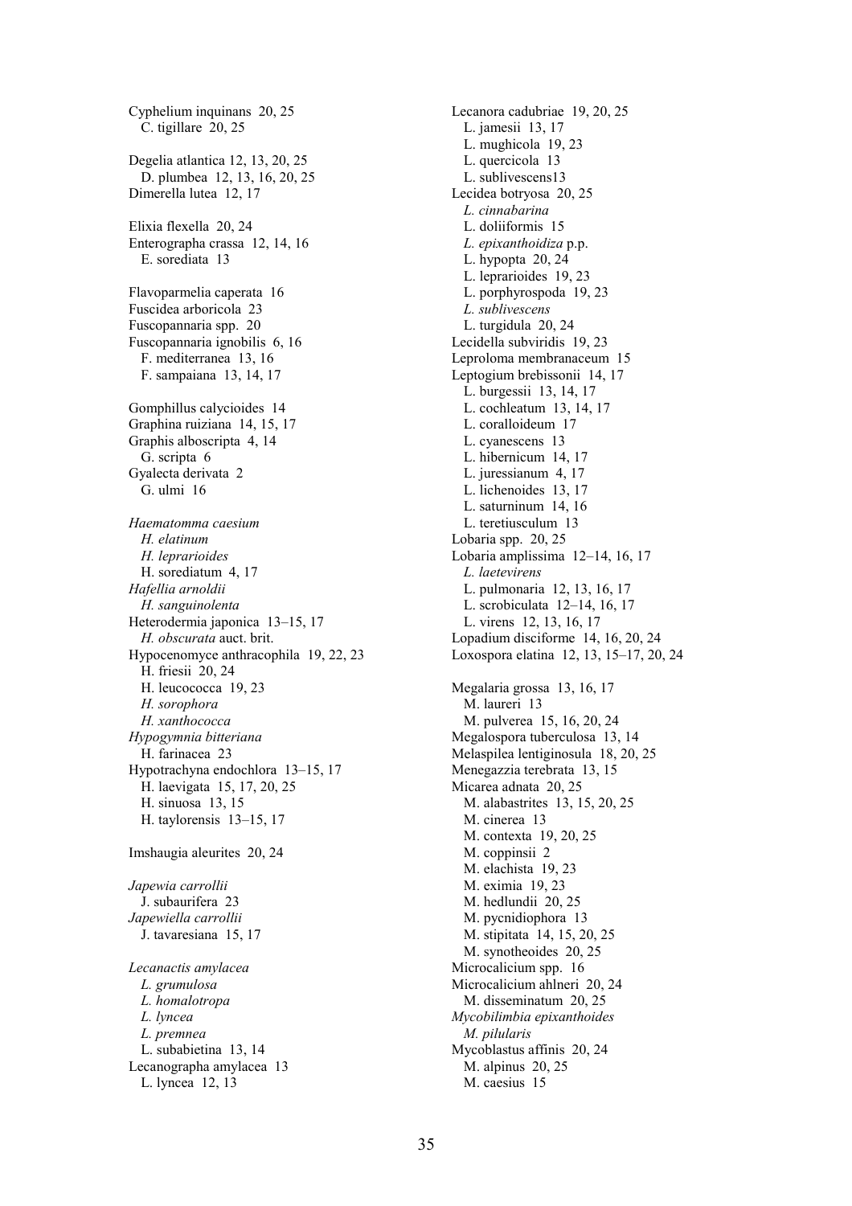Cyphelium inquinans 20, 25
C. tigillare 20, 25

Degelia atlantica 12, 13, 20, 25
D. plumbea 12, 13, 16, 20, 25
Dimerella lutea 12, 17

Elixia flexella 20, 24
Enterographa crassa 12, 14, 16
E. sorediata 13

Flavoparmelia caperata 16
Fuscidea arboricola 23
Fuscopannaria spp. 20
Fuscopannaria ignobilis 6, 16
F. mediterranea 13, 16
F. sampaiana 13, 14, 17

Gomphillus calycioides 14
Graphina ruiziana 14, 15, 17
Graphis alboscripta 4, 14
G. scripta 6
Gyalecta derivata 2
G. ulmi 16

*Haematomma caesium*
*H. elatinum*
*H. leprarioides*
H. sorediatum 4, 17
*Hafellia arnoldii*
*H. sanguinolenta*
Heterodermia japonica 13–15, 17
*H. obscurata* auct. brit.
Hypocenomyce anthracophila 19, 22, 23
H. friesii 20, 24
H. leucococca 19, 23
*H. sorophora*
*H. xanthococca*
*Hypogymnia bitteriana*
H. farinacea 23
Hypotrachyna endochlora 13–15, 17
H. laevigata 15, 17, 20, 25
H. sinuosa 13, 15
H. taylorensis 13–15, 17

Imshaugia aleurites 20, 24

*Japewia carrollii*
J. subaurifera 23
*Japewiella carrollii*
J. tavaresiana 15, 17

*Lecanactis amylacea*
*L. grumulosa*
*L. homalotropa*
*L. lyncea*
*L. premnea*
L. subabietina 13, 14
Lecanographa amylacea 13
L. lyncea 12, 13

Lecanora cadubriae 19, 20, 25
L. jamesii 13, 17
L. mughicola 19, 23
L. quercicola 13
L. sublivescens13
Lecidea botryosa 20, 25
*L. cinnabarina*
L. doliiformis 15
*L. epixanthoidiza* p.p.
L. hypopta 20, 24
L. leprarioides 19, 23
L. porphyrospoda 19, 23
*L. sublivescens*
L. turgidula 20, 24
Lecidella subviridis 19, 23
Leproloma membranaceum 15
Leptogium brebissonii 14, 17
L. burgessii 13, 14, 17
L. cochleatum 13, 14, 17
L. coralloideum 17
L. cyanescens 13
L. hibernicum 14, 17
L. juressianum 4, 17
L. lichenoides 13, 17
L. saturninum 14, 16
L. teretiusculum 13
Lobaria spp. 20, 25
Lobaria amplissima 12–14, 16, 17
*L. laetevirens*
L. pulmonaria 12, 13, 16, 17
L. scrobiculata 12–14, 16, 17
L. virens 12, 13, 16, 17
Lopadium disciforme 14, 16, 20, 24
Loxospora elatina 12, 13, 15–17, 20, 24

Megalaria grossa 13, 16, 17
M. laureri 13
M. pulverea 15, 16, 20, 24
Megalospora tuberculosa 13, 14
Melaspilea lentiginosula 18, 20, 25
Menegazzia terebrata 13, 15
Micarea adnata 20, 25
M. alabastrites 13, 15, 20, 25
M. cinerea 13
M. contexta 19, 20, 25
M. coppinsii 2
M. elachista 19, 23
M. eximia 19, 23
M. hedlundii 20, 25
M. pycnidiophora 13
M. stipitata 14, 15, 20, 25
M. synotheoides 20, 25
Microcalicium spp. 16
Microcalicium ahlneri 20, 24
M. disseminatum 20, 25
*Mycobilimbia epixanthoides*
*M. pilularis*
Mycoblastus affinis 20, 24
M. alpinus 20, 25
M. caesius 15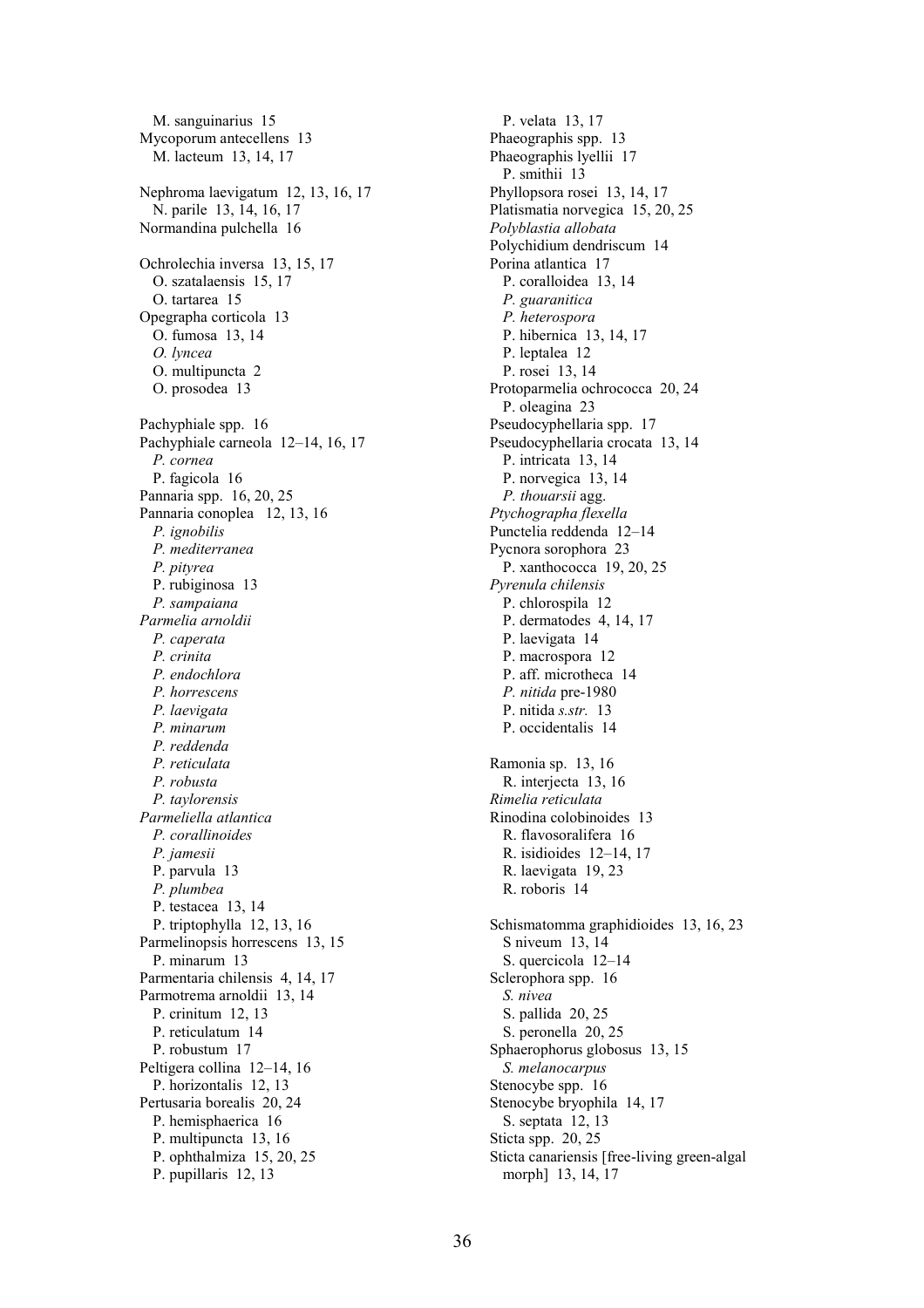M. sanguinarius 15
Mycoporum antecellens 13
M. lacteum 13, 14, 17

Nephroma laevigatum 12, 13, 16, 17
N. parile 13, 14, 16, 17
Normandina pulchella 16

Ochrolechia inversa 13, 15, 17
O. szatalaensis 15, 17
O. tartarea 15
Opegrapha corticola 13
O. fumosa 13, 14
*O. lyncea*
O. multipuncta 2
O. prosodea 13

Pachyphiale spp. 16
Pachyphiale carneola 12–14, 16, 17
*P. cornea*
P. fagicola 16
Pannaria spp. 16, 20, 25
Pannaria conoplea 12, 13, 16
*P. ignobilis*
*P. mediterranea*
*P. pityrea*
P. rubiginosa 13
*P. sampaiana*
*Parmelia arnoldii*
*P. caperata*
*P. crinita*
*P. endochlora*
*P. horrescens*
*P. laevigata*
*P. minarum*
*P. reddenda*
*P. reticulata*
*P. robusta*
*P. taylorensis*
*Parmeliella atlantica*
*P. corallinoides*
*P. jamesii*
P. parvula 13
*P. plumbea*
P. testacea 13, 14
P. triptophylla 12, 13, 16
Parmelinopsis horrescens 13, 15
P. minarum 13
Parmentaria chilensis 4, 14, 17
Parmotrema arnoldii 13, 14
P. crinitum 12, 13
P. reticulatum 14
P. robustum 17
Peltigera collina 12–14, 16
P. horizontalis 12, 13
Pertusaria borealis 20, 24
P. hemisphaerica 16
P. multipuncta 13, 16
P. ophthalmiza 15, 20, 25
P. pupillaris 12, 13
P. velata 13, 17
Phaeographis spp. 13
Phaeographis lyellii 17
P. smithii 13
Phyllopsora rosei 13, 14, 17
Platismatia norvegica 15, 20, 25
*Polyblastia allobata*
Polychidium dendriscum 14
Porina atlantica 17
P. coralloidea 13, 14
*P. guaranitica*
*P. heterospora*
P. hibernica 13, 14, 17
P. leptalea 12
P. rosei 13, 14
Protoparmelia ochrococca 20, 24
P. oleagina 23
Pseudocyphellaria spp. 17
Pseudocyphellaria crocata 13, 14
P. intricata 13, 14
P. norvegica 13, 14
*P. thouarsii* agg.
*Ptychographa flexella*
Punctelia reddenda 12–14
Pycnora sorophora 23
P. xanthococca 19, 20, 25
*Pyrenula chilensis*
P. chlorospila 12
P. dermatodes 4, 14, 17
P. laevigata 14
P. macrospora 12
P. aff. microtheca 14
*P. nitida* pre-1980
P. nitida *s.str.* 13
P. occidentalis 14

Ramonia sp. 13, 16
R. interjecta 13, 16
*Rimelia reticulata*
Rinodina colobinoides 13
R. flavosoralifera 16
R. isidioides 12–14, 17
R. laevigata 19, 23
R. roboris 14

Schismatomma graphidioides 13, 16, 23
S niveum 13, 14
S. quercicola 12–14
Sclerophora spp. 16
*S. nivea*
S. pallida 20, 25
S. peronella 20, 25
Sphaerophorus globosus 13, 15
*S. melanocarpus*
Stenocybe spp. 16
Stenocybe bryophila 14, 17
S. septata 12, 13
Sticta spp. 20, 25
Sticta canariensis [free-living green-algal morph] 13, 14, 17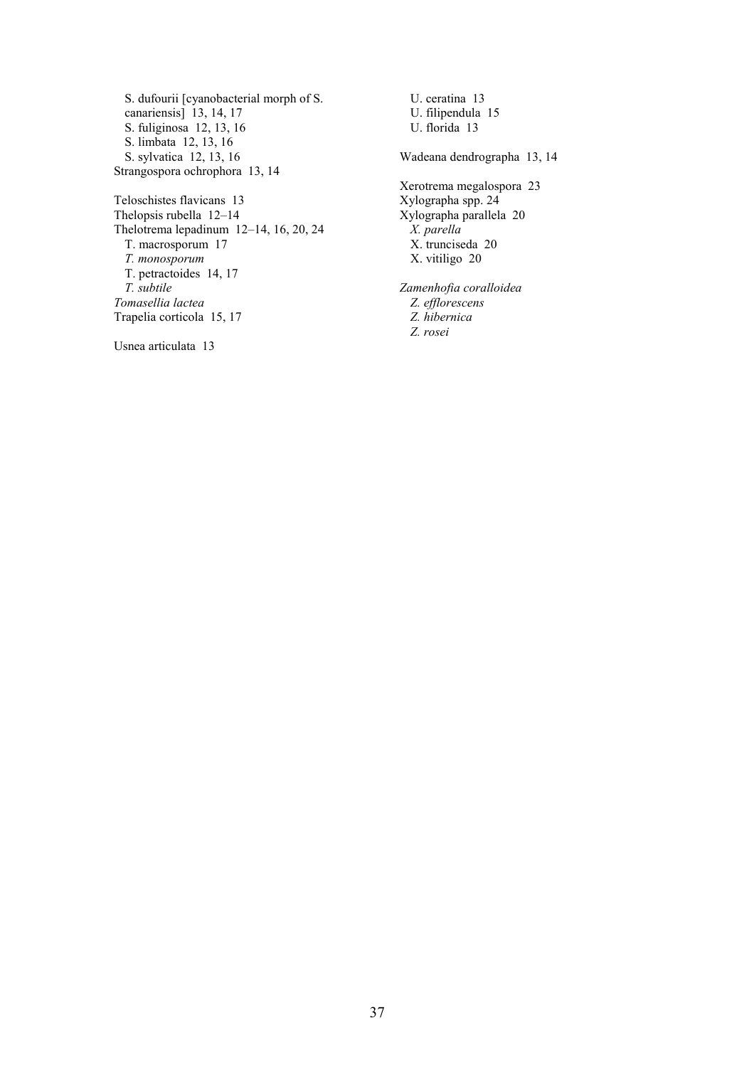S. dufourii [cyanobacterial morph of S. canariensis] 13, 14, 17
S. fuliginosa 12, 13, 16
S. limbata 12, 13, 16
S. sylvatica 12, 13, 16
Strangospora ochrophora 13, 14

Teloschistes flavicans 13
Thelopsis rubella 12–14
Thelotrema lepadinum 12–14, 16, 20, 24
T. macrosporum 17
*T. monosporum*
T. petractoides 14, 17
*T. subtile*
*Tomasellia lactea*
Trapelia corticola 15, 17

Usnea articulata 13
U. ceratina 13
U. filipendula 15
U. florida 13

Wadeana dendrographa 13, 14

Xerotrema megalospora 23
Xylographa spp. 24
Xylographa parallela 20
*X. parella*
X. trunciseda 20
X. vitiligo 20

*Zamenhofia coralloidea*
*Z. efflorescens*
*Z. hibernica*
*Z. rosei*